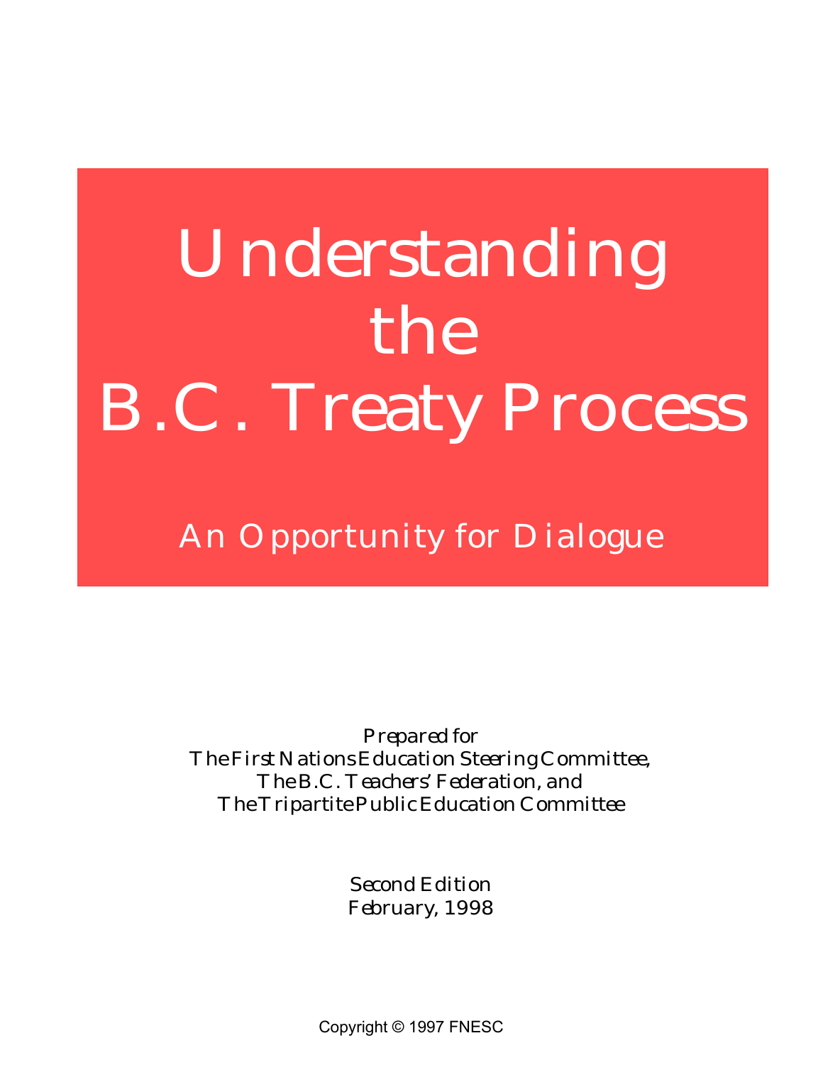# Understanding the B.C. Treaty Process

## An Opportunity for Dialogue

*Prepared for*
The First Nations Education Steering Committee,
The B.C. Teachers' Federation, and
The Tripartite Public Education Committee

Second Edition
February, 1998

Copyright © 1997 FNESC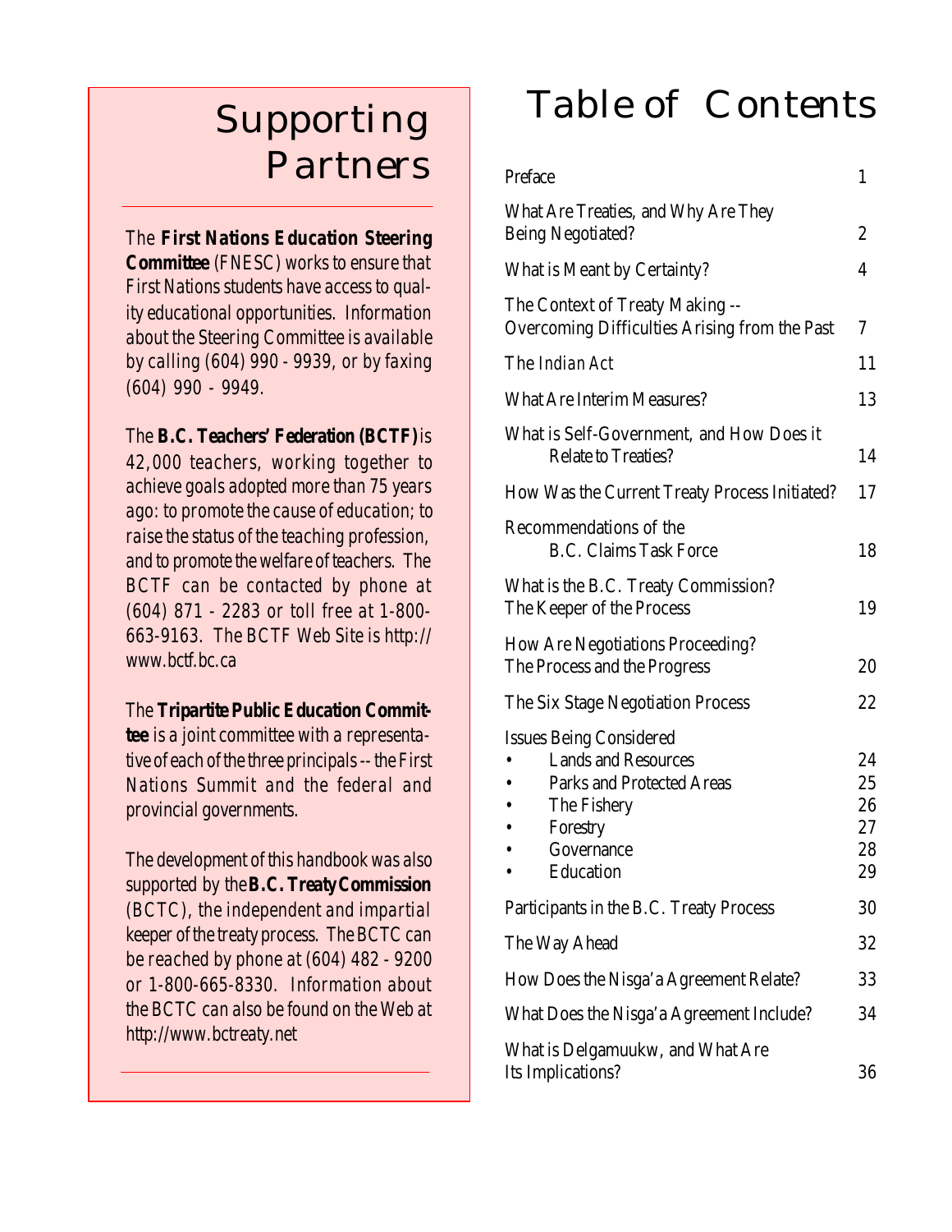# Supporting Partners

The **First Nations Education Steering Committee** (FNESC) works to ensure that First Nations students have access to quality educational opportunities. Information about the Steering Committee is available by calling (604) 990 - 9939, or by faxing (604) 990 - 9949.

The **B.C. Teachers' Federation (BCTF)** is 42,000 teachers, working together to achieve goals adopted more than 75 years ago: to promote the cause of education; to raise the status of the teaching profession, and to promote the welfare of teachers. The BCTF can be contacted by phone at (604) 871 - 2283 or toll free at 1-800-663-9163. The BCTF Web Site is http://www.bctf.bc.ca

The **Tripartite Public Education Committee** is a joint committee with a representative of each of the three principals -- the First Nations Summit and the federal and provincial governments.

The development of this handbook was also supported by the **B.C. Treaty Commission** (BCTC), the independent and impartial keeper of the treaty process. The BCTC can be reached by phone at (604) 482 - 9200 or 1-800-665-8330. Information about the BCTC can also be found on the Web at http://www.bctreaty.net

# Table of Contents

| | |
|---|---|
| Preface | 1 |
| What Are Treaties, and Why Are They Being Negotiated? | 2 |
| What is Meant by Certainty? | 4 |
| The Context of Treaty Making -- Overcoming Difficulties Arising from the Past | 7 |
| The *Indian Act* | 11 |
| What Are Interim Measures? | 13 |
| What is Self-Government, and How Does it Relate to Treaties? | 14 |
| How Was the Current Treaty Process Initiated? | 17 |
| Recommendations of the B.C. Claims Task Force | 18 |
| What is the B.C. Treaty Commission? The Keeper of the Process | 19 |
| How Are Negotiations Proceeding? The Process and the Progress | 20 |
| The Six Stage Negotiation Process | 22 |
| Issues Being Considered | |
| • Lands and Resources | 24 |
| • Parks and Protected Areas | 25 |
| • The Fishery | 26 |
| • Forestry | 27 |
| • Governance | 28 |
| • Education | 29 |
| Participants in the B.C. Treaty Process | 30 |
| The Way Ahead | 32 |
| How Does the Nisga'a Agreement Relate? | 33 |
| What Does the Nisga'a Agreement Include? | 34 |
| What is Delgamuukw, and What Are Its Implications? | 36 |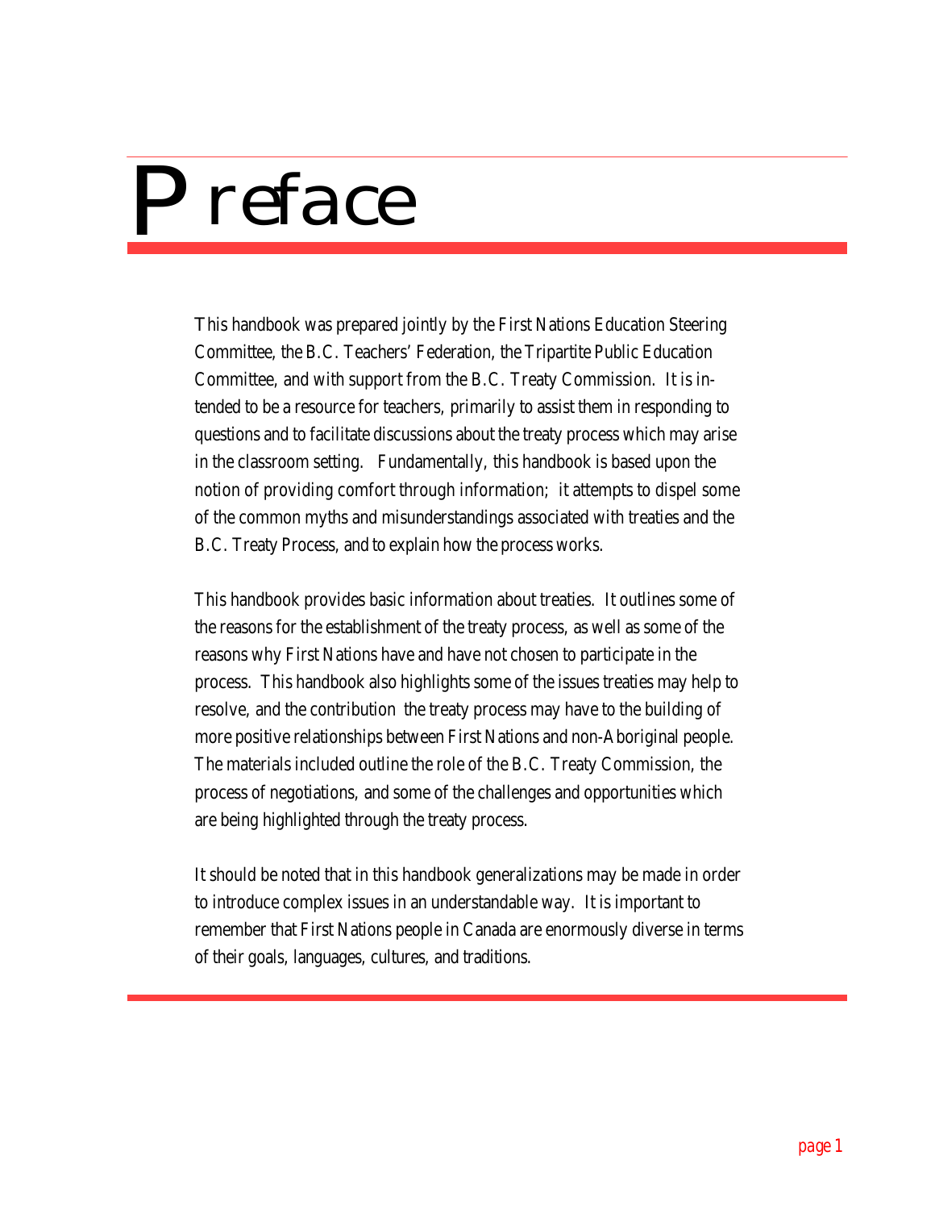# Preface

This handbook was prepared jointly by the First Nations Education Steering Committee, the B.C. Teachers' Federation, the Tripartite Public Education Committee, and with support from the B.C. Treaty Commission. It is intended to be a resource for teachers, primarily to assist them in responding to questions and to facilitate discussions about the treaty process which may arise in the classroom setting. Fundamentally, this handbook is based upon the notion of providing comfort through information; it attempts to dispel some of the common myths and misunderstandings associated with treaties and the B.C. Treaty Process, and to explain how the process works.

This handbook provides basic information about treaties. It outlines some of the reasons for the establishment of the treaty process, as well as some of the reasons why First Nations have and have not chosen to participate in the process. This handbook also highlights some of the issues treaties may help to resolve, and the contribution the treaty process may have to the building of more positive relationships between First Nations and non-Aboriginal people. The materials included outline the role of the B.C. Treaty Commission, the process of negotiations, and some of the challenges and opportunities which are being highlighted through the treaty process.

It should be noted that in this handbook generalizations may be made in order to introduce complex issues in an understandable way. It is important to remember that First Nations people in Canada are enormously diverse in terms of their goals, languages, cultures, and traditions.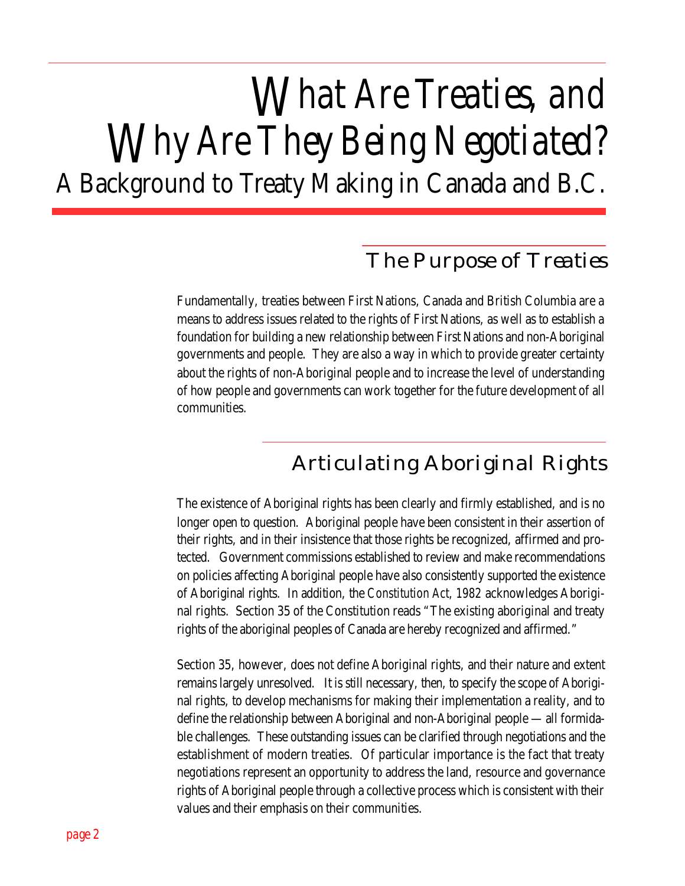# What Are Treaties, and Why Are They Being Negotiated?

## A Background to Treaty Making in Canada and B.C.

### The Purpose of Treaties

Fundamentally, treaties between First Nations, Canada and British Columbia are a means to address issues related to the rights of First Nations, as well as to establish a foundation for building a new relationship between First Nations and non-Aboriginal governments and people. They are also a way in which to provide greater certainty about the rights of non-Aboriginal people and to increase the level of understanding of how people and governments can work together for the future development of all communities.

### Articulating Aboriginal Rights

The existence of Aboriginal rights has been clearly and firmly established, and is no longer open to question. Aboriginal people have been consistent in their assertion of their rights, and in their insistence that those rights be recognized, affirmed and protected. Government commissions established to review and make recommendations on policies affecting Aboriginal people have also consistently supported the existence of Aboriginal rights. In addition, the *Constitution Act, 1982* acknowledges Aboriginal rights. Section 35 of the Constitution reads "The existing aboriginal and treaty rights of the aboriginal peoples of Canada are hereby recognized and affirmed."

Section 35, however, does not define Aboriginal rights, and their nature and extent remains largely unresolved. It is still necessary, then, to specify the scope of Aboriginal rights, to develop mechanisms for making their implementation a reality, and to define the relationship between Aboriginal and non-Aboriginal people — all formidable challenges. These outstanding issues can be clarified through negotiations and the establishment of modern treaties. Of particular importance is the fact that treaty negotiations represent an opportunity to address the land, resource and governance rights of Aboriginal people through a collective process which is consistent with their values and their emphasis on their communities.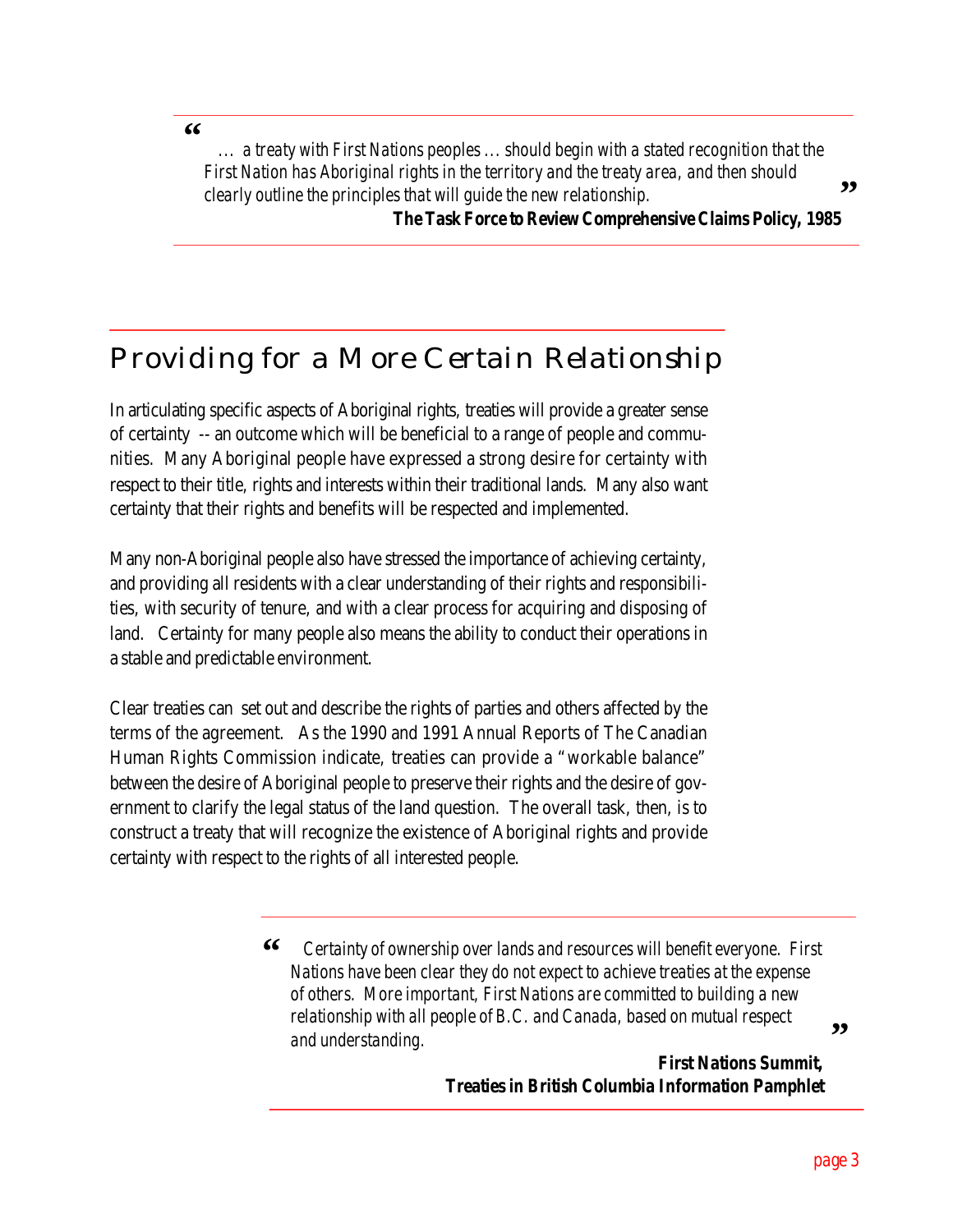> *“... a treaty with First Nations peoples ... should begin with a stated recognition that the First Nation has Aboriginal rights in the territory and the treaty area, and then should clearly outline the principles that will guide the new relationship.”*
>
> **The Task Force to Review Comprehensive Claims Policy, 1985**

# Providing for a More Certain Relationship

In articulating specific aspects of Aboriginal rights, treaties will provide a greater sense of certainty -- an outcome which will be beneficial to a range of people and communities. Many Aboriginal people have expressed a strong desire for certainty with respect to their title, rights and interests within their traditional lands. Many also want certainty that their rights and benefits will be respected and implemented.

Many non-Aboriginal people also have stressed the importance of achieving certainty, and providing all residents with a clear understanding of their rights and responsibilities, with security of tenure, and with a clear process for acquiring and disposing of land. Certainty for many people also means the ability to conduct their operations in a stable and predictable environment.

Clear treaties can set out and describe the rights of parties and others affected by the terms of the agreement. As the 1990 and 1991 Annual Reports of The Canadian Human Rights Commission indicate, treaties can provide a "workable balance" between the desire of Aboriginal people to preserve their rights and the desire of government to clarify the legal status of the land question. The overall task, then, is to construct a treaty that will recognize the existence of Aboriginal rights and provide certainty with respect to the rights of all interested people.

> *“Certainty of ownership over lands and resources will benefit everyone. First Nations have been clear they do not expect to achieve treaties at the expense of others. More important, First Nations are committed to building a new relationship with all people of B.C. and Canada, based on mutual respect and understanding.”*
>
> **First Nations Summit,**
> **Treaties in British Columbia Information Pamphlet**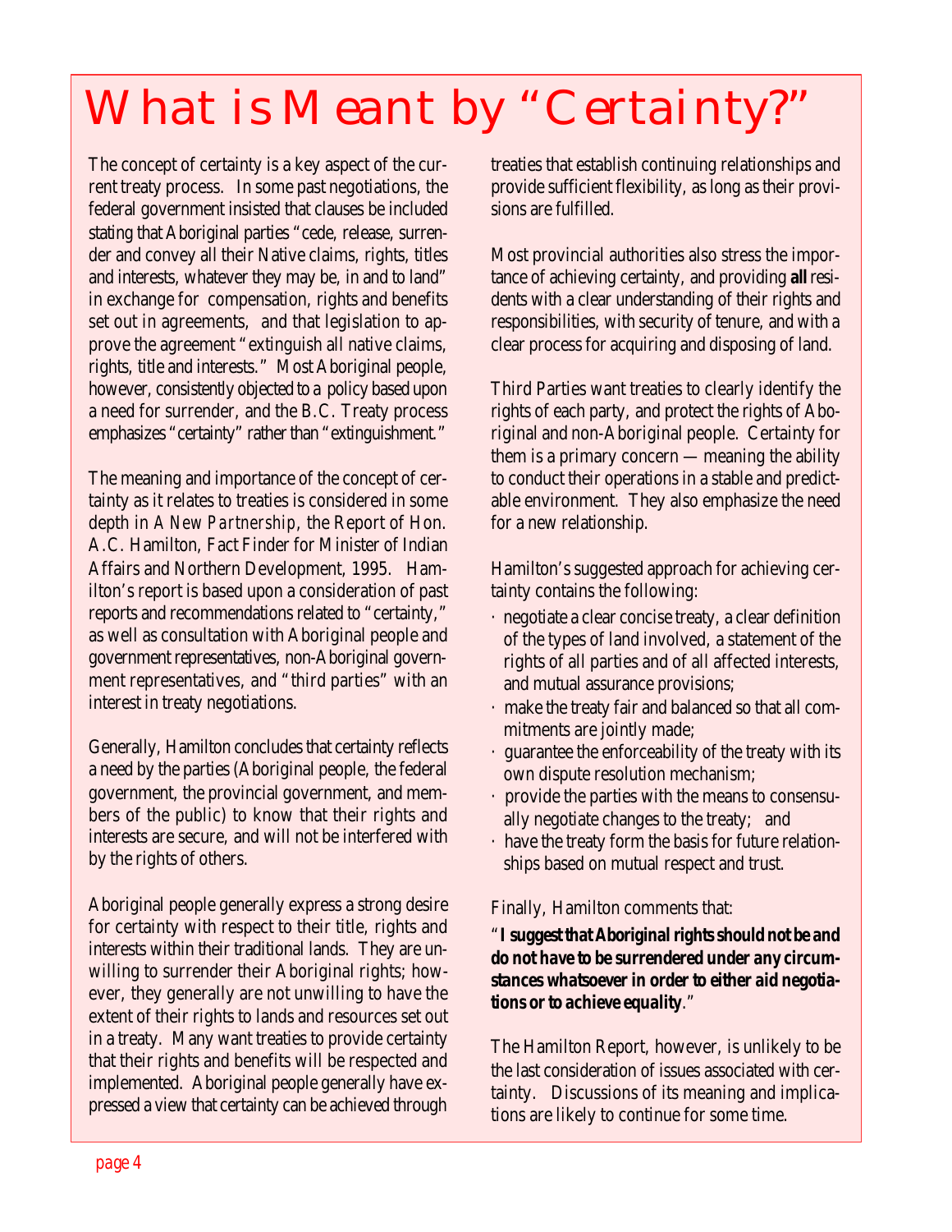# What is Meant by "Certainty?"

The concept of certainty is a key aspect of the current treaty process. In some past negotiations, the federal government insisted that clauses be included stating that Aboriginal parties "cede, release, surrender and convey all their Native claims, rights, titles and interests, whatever they may be, in and to land" in exchange for compensation, rights and benefits set out in agreements, and that legislation to approve the agreement "extinguish all native claims, rights, title and interests." Most Aboriginal people, however, consistently objected to a policy based upon a need for surrender, and the B.C. Treaty process emphasizes "certainty" rather than "extinguishment."

The meaning and importance of the concept of certainty as it relates to treaties is considered in some depth in *A New Partnership*, the Report of Hon. A.C. Hamilton, Fact Finder for Minister of Indian Affairs and Northern Development, 1995. Hamilton's report is based upon a consideration of past reports and recommendations related to "certainty," as well as consultation with Aboriginal people and government representatives, non-Aboriginal government representatives, and "third parties" with an interest in treaty negotiations.

Generally, Hamilton concludes that certainty reflects a need by the parties (Aboriginal people, the federal government, the provincial government, and members of the public) to know that their rights and interests are secure, and will not be interfered with by the rights of others.

Aboriginal people generally express a strong desire for certainty with respect to their title, rights and interests within their traditional lands. They are unwilling to surrender their Aboriginal rights; however, they generally are not unwilling to have the extent of their rights to lands and resources set out in a treaty. Many want treaties to provide certainty that their rights and benefits will be respected and implemented. Aboriginal people generally have expressed a view that certainty can be achieved through treaties that establish continuing relationships and provide sufficient flexibility, as long as their provisions are fulfilled.

Most provincial authorities also stress the importance of achieving certainty, and providing **all** residents with a clear understanding of their rights and responsibilities, with security of tenure, and with a clear process for acquiring and disposing of land.

Third Parties want treaties to clearly identify the rights of each party, and protect the rights of Aboriginal and non-Aboriginal people. Certainty for them is a primary concern — meaning the ability to conduct their operations in a stable and predictable environment. They also emphasize the need for a new relationship.

Hamilton's suggested approach for achieving certainty contains the following:

- negotiate a clear concise treaty, a clear definition of the types of land involved, a statement of the rights of all parties and of all affected interests, and mutual assurance provisions;
- make the treaty fair and balanced so that all commitments are jointly made;
- guarantee the enforceability of the treaty with its own dispute resolution mechanism;
- provide the parties with the means to consensually negotiate changes to the treaty; and
- have the treaty form the basis for future relationships based on mutual respect and trust.

Finally, Hamilton comments that:

"**I suggest that Aboriginal rights should not be and do not have to be surrendered under any circumstances whatsoever in order to either aid negotiations or to achieve equality**."

The Hamilton Report, however, is unlikely to be the last consideration of issues associated with certainty. Discussions of its meaning and implications are likely to continue for some time.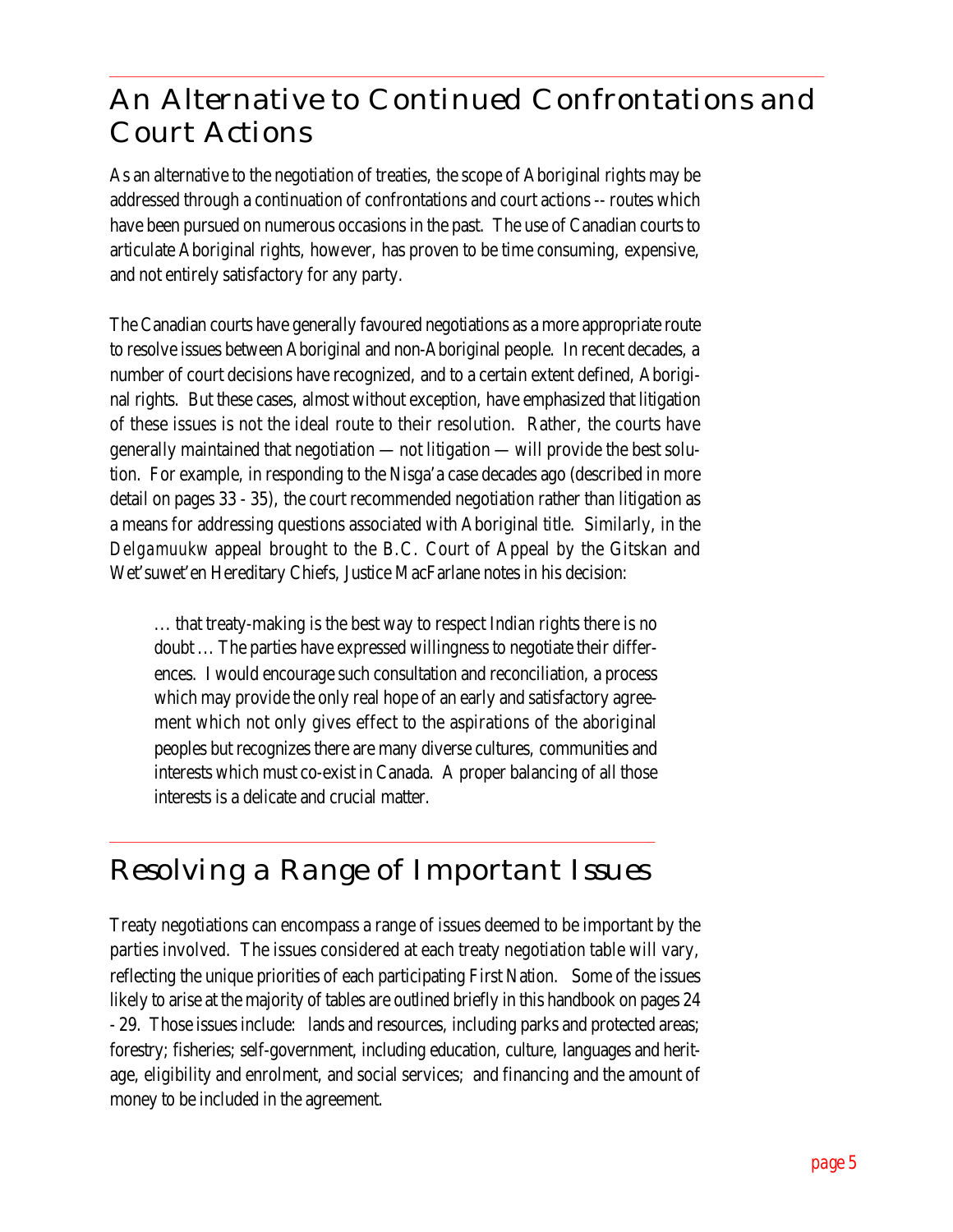## An Alternative to Continued Confrontations and Court Actions

As an alternative to the negotiation of treaties, the scope of Aboriginal rights may be addressed through a continuation of confrontations and court actions -- routes which have been pursued on numerous occasions in the past. The use of Canadian courts to articulate Aboriginal rights, however, has proven to be time consuming, expensive, and not entirely satisfactory for any party.

The Canadian courts have generally favoured negotiations as a more appropriate route to resolve issues between Aboriginal and non-Aboriginal people. In recent decades, a number of court decisions have recognized, and to a certain extent defined, Aboriginal rights. But these cases, almost without exception, have emphasized that litigation of these issues is not the ideal route to their resolution. Rather, the courts have generally maintained that negotiation — not litigation — will provide the best solution. For example, in responding to the Nisga'a case decades ago (described in more detail on pages 33 - 35), the court recommended negotiation rather than litigation as a means for addressing questions associated with Aboriginal title. Similarly, in the *Delgamuukw* appeal brought to the B.C. Court of Appeal by the Gitskan and Wet'suwet'en Hereditary Chiefs, Justice MacFarlane notes in his decision:

> … that treaty-making is the best way to respect Indian rights there is no doubt … The parties have expressed willingness to negotiate their differences. I would encourage such consultation and reconciliation, a process which may provide the only real hope of an early and satisfactory agreement which not only gives effect to the aspirations of the aboriginal peoples but recognizes there are many diverse cultures, communities and interests which must co-exist in Canada. A proper balancing of all those interests is a delicate and crucial matter.

## Resolving a Range of Important Issues

Treaty negotiations can encompass a range of issues deemed to be important by the parties involved. The issues considered at each treaty negotiation table will vary, reflecting the unique priorities of each participating First Nation. Some of the issues likely to arise at the majority of tables are outlined briefly in this handbook on pages 24 - 29. Those issues include: lands and resources, including parks and protected areas; forestry; fisheries; self-government, including education, culture, languages and heritage, eligibility and enrolment, and social services; and financing and the amount of money to be included in the agreement.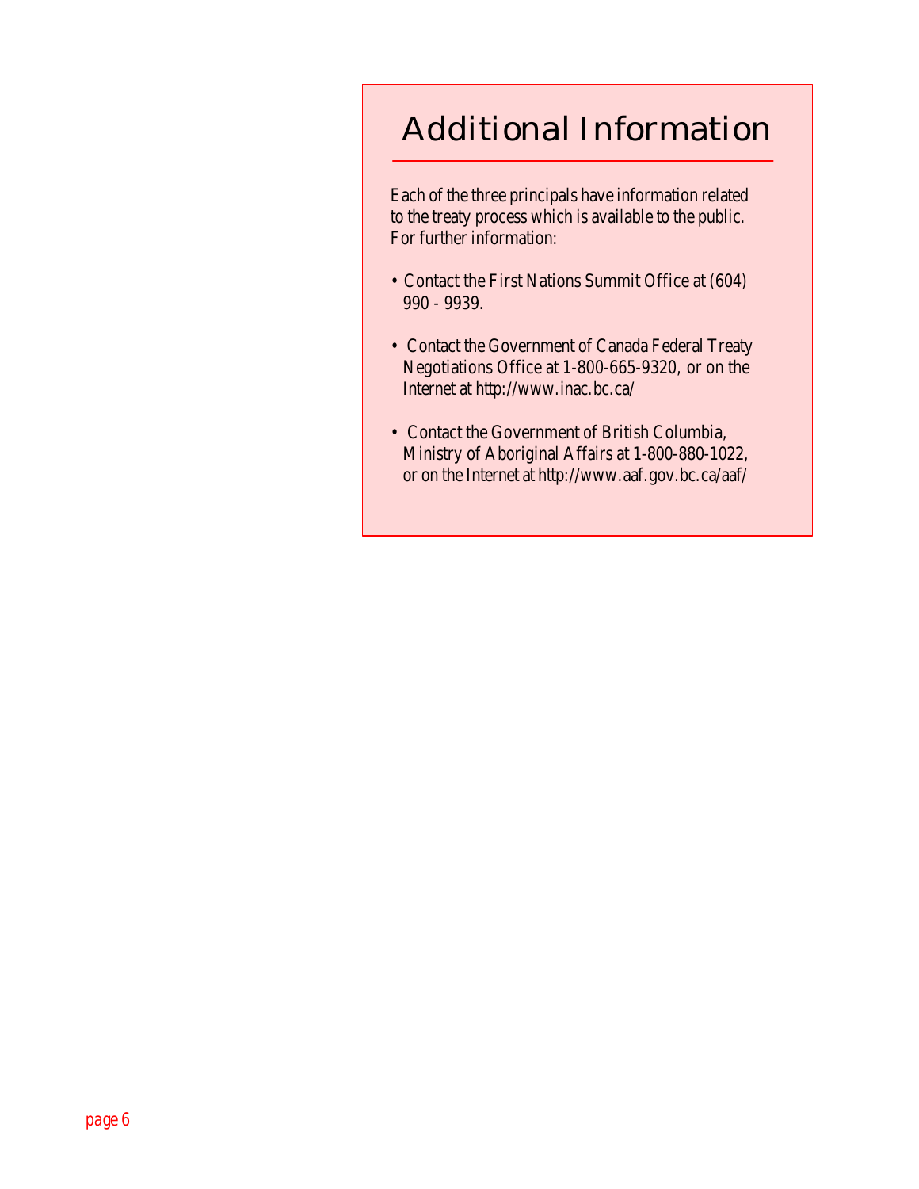## Additional Information

Each of the three principals have information related to the treaty process which is available to the public. For further information:

- Contact the First Nations Summit Office at (604) 990 - 9939.
- Contact the Government of Canada Federal Treaty Negotiations Office at 1-800-665-9320, or on the Internet at http://www.inac.bc.ca/
- Contact the Government of British Columbia, Ministry of Aboriginal Affairs at 1-800-880-1022, or on the Internet at http://www.aaf.gov.bc.ca/aaf/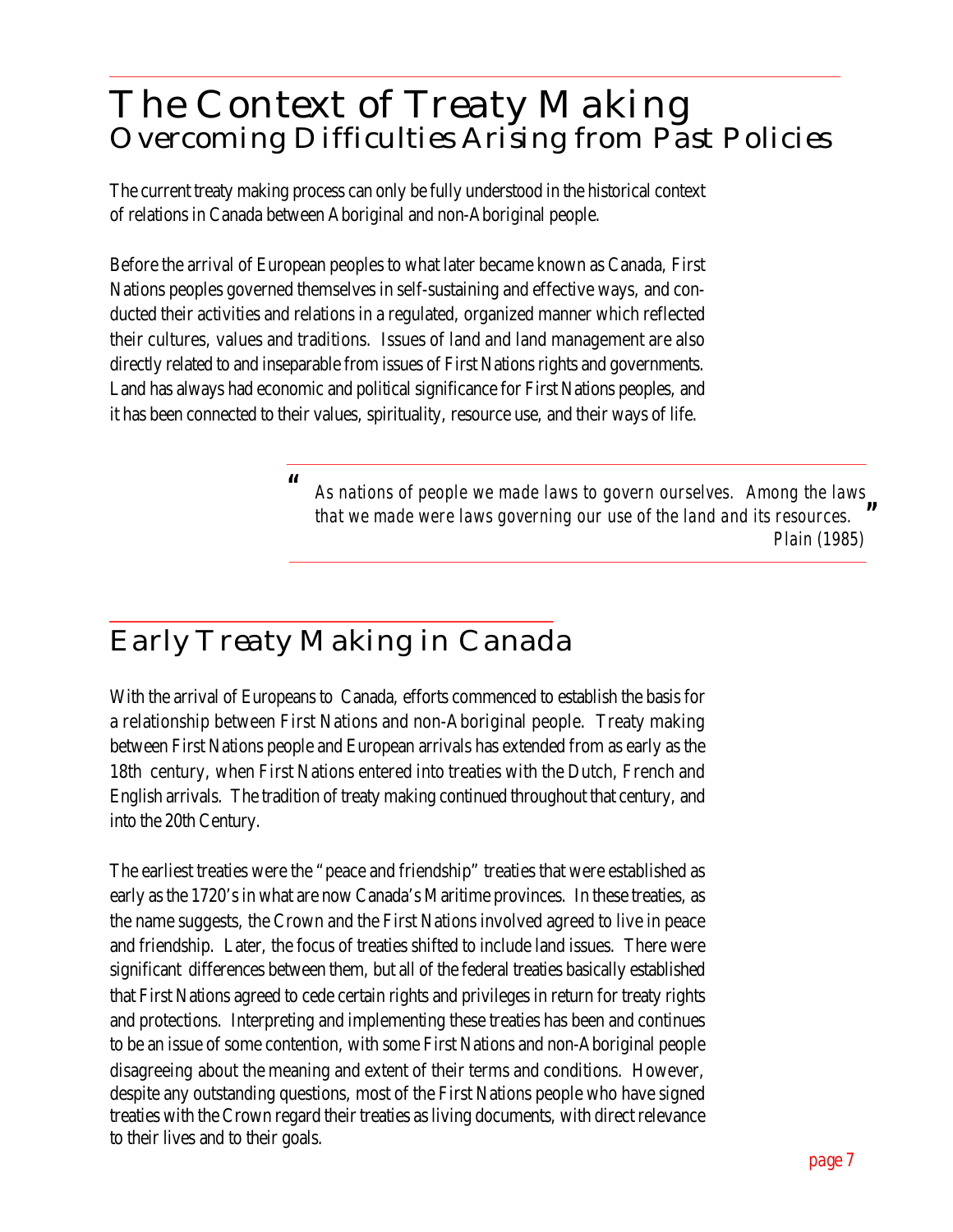# The Context of Treaty Making
## Overcoming Difficulties Arising from Past Policies

The current treaty making process can only be fully understood in the historical context of relations in Canada between Aboriginal and non-Aboriginal people.

Before the arrival of European peoples to what later became known as Canada, First Nations peoples governed themselves in self-sustaining and effective ways, and conducted their activities and relations in a regulated, organized manner which reflected their cultures, values and traditions. Issues of land and land management are also directly related to and inseparable from issues of First Nations rights and governments. Land has always had economic and political significance for First Nations peoples, and it has been connected to their values, spirituality, resource use, and their ways of life.

> "*As nations of people we made laws to govern ourselves. Among the laws that we made were laws governing our use of the land and its resources.*"
>
> *Plain (1985)*

## Early Treaty Making in Canada

With the arrival of Europeans to Canada, efforts commenced to establish the basis for a relationship between First Nations and non-Aboriginal people. Treaty making between First Nations people and European arrivals has extended from as early as the 18th century, when First Nations entered into treaties with the Dutch, French and English arrivals. The tradition of treaty making continued throughout that century, and into the 20th Century.

The earliest treaties were the "peace and friendship" treaties that were established as early as the 1720's in what are now Canada's Maritime provinces. In these treaties, as the name suggests, the Crown and the First Nations involved agreed to live in peace and friendship. Later, the focus of treaties shifted to include land issues. There were significant differences between them, but all of the federal treaties basically established that First Nations agreed to cede certain rights and privileges in return for treaty rights and protections. Interpreting and implementing these treaties has been and continues to be an issue of some contention, with some First Nations and non-Aboriginal people disagreeing about the meaning and extent of their terms and conditions. However, despite any outstanding questions, most of the First Nations people who have signed treaties with the Crown regard their treaties as living documents, with direct relevance to their lives and to their goals.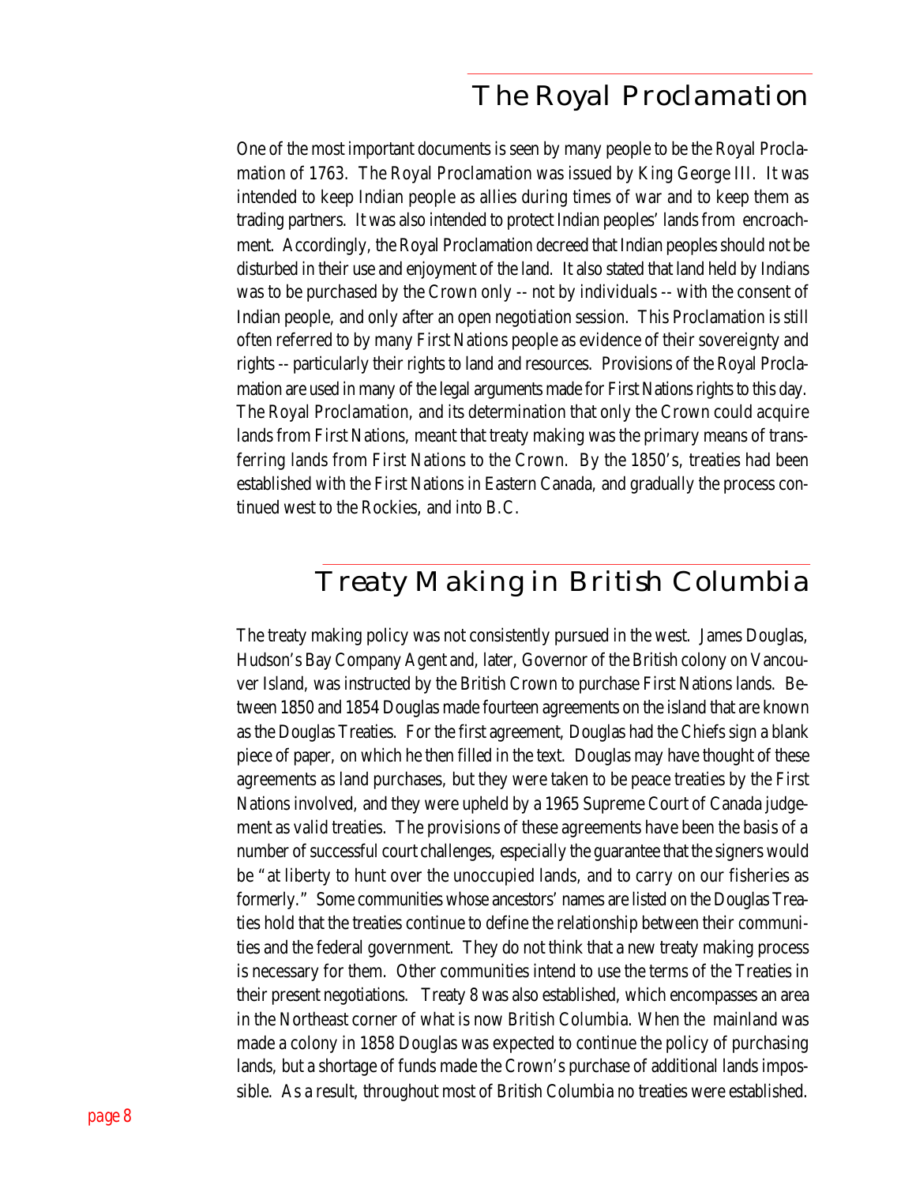## The Royal Proclamation

One of the most important documents is seen by many people to be the Royal Proclamation of 1763. The Royal Proclamation was issued by King George III. It was intended to keep Indian people as allies during times of war and to keep them as trading partners. It was also intended to protect Indian peoples' lands from encroachment. Accordingly, the Royal Proclamation decreed that Indian peoples should not be disturbed in their use and enjoyment of the land. It also stated that land held by Indians was to be purchased by the Crown only -- not by individuals -- with the consent of Indian people, and only after an open negotiation session. This Proclamation is still often referred to by many First Nations people as evidence of their sovereignty and rights -- particularly their rights to land and resources. Provisions of the Royal Proclamation are used in many of the legal arguments made for First Nations rights to this day. The Royal Proclamation, and its determination that only the Crown could acquire lands from First Nations, meant that treaty making was the primary means of transferring lands from First Nations to the Crown. By the 1850's, treaties had been established with the First Nations in Eastern Canada, and gradually the process continued west to the Rockies, and into B.C.

## Treaty Making in British Columbia

The treaty making policy was not consistently pursued in the west. James Douglas, Hudson's Bay Company Agent and, later, Governor of the British colony on Vancouver Island, was instructed by the British Crown to purchase First Nations lands. Between 1850 and 1854 Douglas made fourteen agreements on the island that are known as the Douglas Treaties. For the first agreement, Douglas had the Chiefs sign a blank piece of paper, on which he then filled in the text. Douglas may have thought of these agreements as land purchases, but they were taken to be peace treaties by the First Nations involved, and they were upheld by a 1965 Supreme Court of Canada judgement as valid treaties. The provisions of these agreements have been the basis of a number of successful court challenges, especially the guarantee that the signers would be "at liberty to hunt over the unoccupied lands, and to carry on our fisheries as formerly." Some communities whose ancestors' names are listed on the Douglas Treaties hold that the treaties continue to define the relationship between their communities and the federal government. They do not think that a new treaty making process is necessary for them. Other communities intend to use the terms of the Treaties in their present negotiations. Treaty 8 was also established, which encompasses an area in the Northeast corner of what is now British Columbia. When the mainland was made a colony in 1858 Douglas was expected to continue the policy of purchasing lands, but a shortage of funds made the Crown's purchase of additional lands impossible. As a result, throughout most of British Columbia no treaties were established.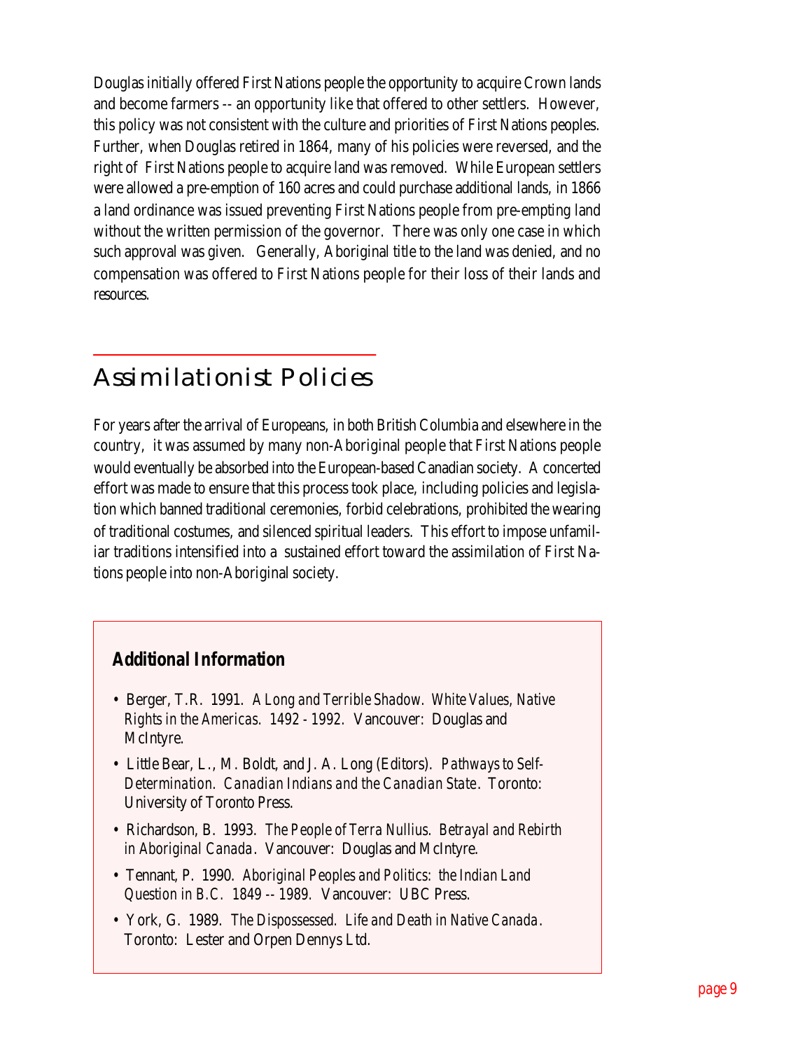Douglas initially offered First Nations people the opportunity to acquire Crown lands and become farmers -- an opportunity like that offered to other settlers. However, this policy was not consistent with the culture and priorities of First Nations peoples. Further, when Douglas retired in 1864, many of his policies were reversed, and the right of First Nations people to acquire land was removed. While European settlers were allowed a pre-emption of 160 acres and could purchase additional lands, in 1866 a land ordinance was issued preventing First Nations people from pre-empting land without the written permission of the governor. There was only one case in which such approval was given. Generally, Aboriginal title to the land was denied, and no compensation was offered to First Nations people for their loss of their lands and resources.

## Assimilationist Policies

For years after the arrival of Europeans, in both British Columbia and elsewhere in the country, it was assumed by many non-Aboriginal people that First Nations people would eventually be absorbed into the European-based Canadian society. A concerted effort was made to ensure that this process took place, including policies and legislation which banned traditional ceremonies, forbid celebrations, prohibited the wearing of traditional costumes, and silenced spiritual leaders. This effort to impose unfamiliar traditions intensified into a sustained effort toward the assimilation of First Nations people into non-Aboriginal society.

### Additional Information

- Berger, T.R. 1991. *A Long and Terrible Shadow. White Values, Native Rights in the Americas. 1492 - 1992.* Vancouver: Douglas and McIntyre.
- Little Bear, L., M. Boldt, and J. A. Long (Editors). *Pathways to Self-Determination. Canadian Indians and the Canadian State*. Toronto: University of Toronto Press.
- Richardson, B. 1993. *The People of Terra Nullius. Betrayal and Rebirth in Aboriginal Canada*. Vancouver: Douglas and McIntyre.
- Tennant, P. 1990. *Aboriginal Peoples and Politics: the Indian Land Question in B.C. 1849 -- 1989.* Vancouver: UBC Press.
- York, G. 1989. *The Dispossessed. Life and Death in Native Canada*. Toronto: Lester and Orpen Dennys Ltd.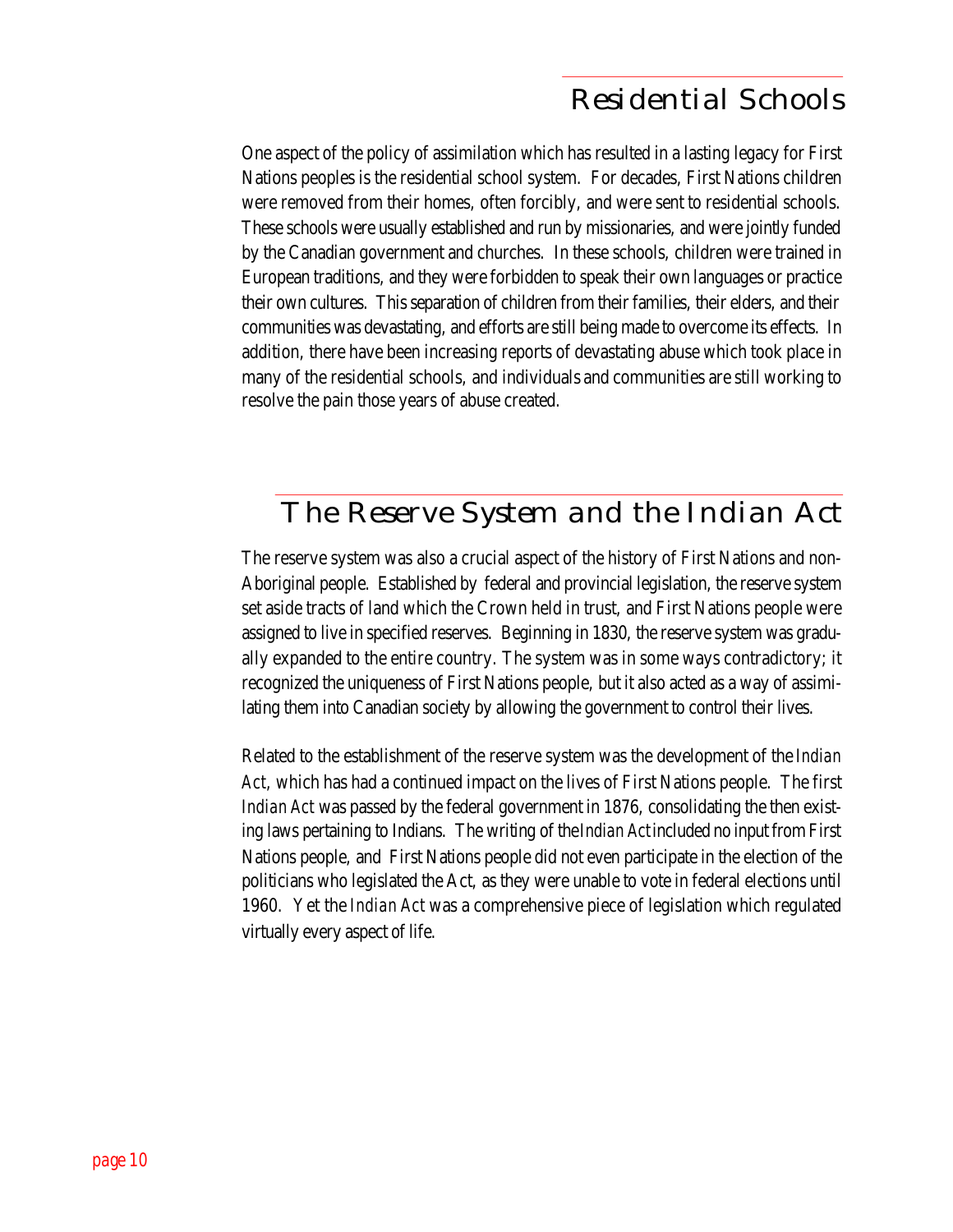## Residential Schools

One aspect of the policy of assimilation which has resulted in a lasting legacy for First Nations peoples is the residential school system. For decades, First Nations children were removed from their homes, often forcibly, and were sent to residential schools. These schools were usually established and run by missionaries, and were jointly funded by the Canadian government and churches. In these schools, children were trained in European traditions, and they were forbidden to speak their own languages or practice their own cultures. This separation of children from their families, their elders, and their communities was devastating, and efforts are still being made to overcome its effects. In addition, there have been increasing reports of devastating abuse which took place in many of the residential schools, and individuals and communities are still working to resolve the pain those years of abuse created.

## The Reserve System and the Indian Act

The reserve system was also a crucial aspect of the history of First Nations and non-Aboriginal people. Established by federal and provincial legislation, the reserve system set aside tracts of land which the Crown held in trust, and First Nations people were assigned to live in specified reserves. Beginning in 1830, the reserve system was gradually expanded to the entire country. The system was in some ways contradictory; it recognized the uniqueness of First Nations people, but it also acted as a way of assimilating them into Canadian society by allowing the government to control their lives.

Related to the establishment of the reserve system was the development of the *Indian Act*, which has had a continued impact on the lives of First Nations people. The first *Indian Act* was passed by the federal government in 1876, consolidating the then existing laws pertaining to Indians. The writing of the *Indian Act* included no input from First Nations people, and First Nations people did not even participate in the election of the politicians who legislated the Act, as they were unable to vote in federal elections until 1960. Yet the *Indian Act* was a comprehensive piece of legislation which regulated virtually every aspect of life.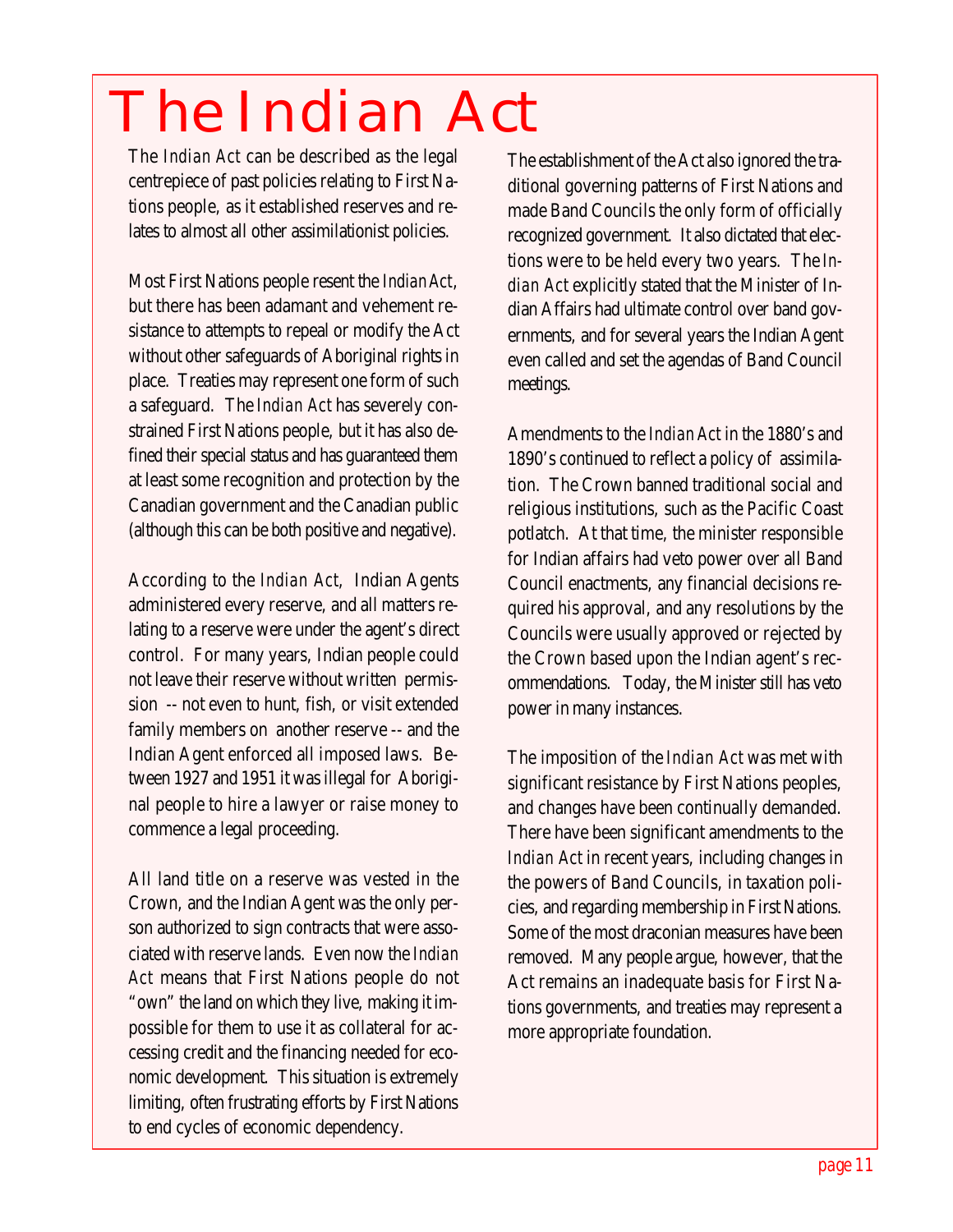# The Indian Act

The *Indian Act* can be described as the legal centrepiece of past policies relating to First Nations people, as it established reserves and relates to almost all other assimilationist policies.

Most First Nations people resent the *Indian Act*, but there has been adamant and vehement resistance to attempts to repeal or modify the Act without other safeguards of Aboriginal rights in place. Treaties may represent one form of such a safeguard. The *Indian Act* has severely constrained First Nations people, but it has also defined their special status and has guaranteed them at least some recognition and protection by the Canadian government and the Canadian public (although this can be both positive and negative).

According to the *Indian Act*, Indian Agents administered every reserve, and all matters relating to a reserve were under the agent's direct control. For many years, Indian people could not leave their reserve without written permission -- not even to hunt, fish, or visit extended family members on another reserve -- and the Indian Agent enforced all imposed laws. Between 1927 and 1951 it was illegal for Aboriginal people to hire a lawyer or raise money to commence a legal proceeding.

All land title on a reserve was vested in the Crown, and the Indian Agent was the only person authorized to sign contracts that were associated with reserve lands. Even now the *Indian Act* means that First Nations people do not "own" the land on which they live, making it impossible for them to use it as collateral for accessing credit and the financing needed for economic development. This situation is extremely limiting, often frustrating efforts by First Nations to end cycles of economic dependency.

The establishment of the Act also ignored the traditional governing patterns of First Nations and made Band Councils the only form of officially recognized government. It also dictated that elections were to be held every two years. The *Indian Act* explicitly stated that the Minister of Indian Affairs had ultimate control over band governments, and for several years the Indian Agent even called and set the agendas of Band Council meetings.

Amendments to the *Indian Act* in the 1880's and 1890's continued to reflect a policy of assimilation. The Crown banned traditional social and religious institutions, such as the Pacific Coast potlatch. At that time, the minister responsible for Indian affairs had veto power over all Band Council enactments, any financial decisions required his approval, and any resolutions by the Councils were usually approved or rejected by the Crown based upon the Indian agent's recommendations. Today, the Minister still has veto power in many instances.

The imposition of the *Indian Act* was met with significant resistance by First Nations peoples, and changes have been continually demanded. There have been significant amendments to the *Indian Act* in recent years, including changes in the powers of Band Councils, in taxation policies, and regarding membership in First Nations. Some of the most draconian measures have been removed. Many people argue, however, that the Act remains an inadequate basis for First Nations governments, and treaties may represent a more appropriate foundation.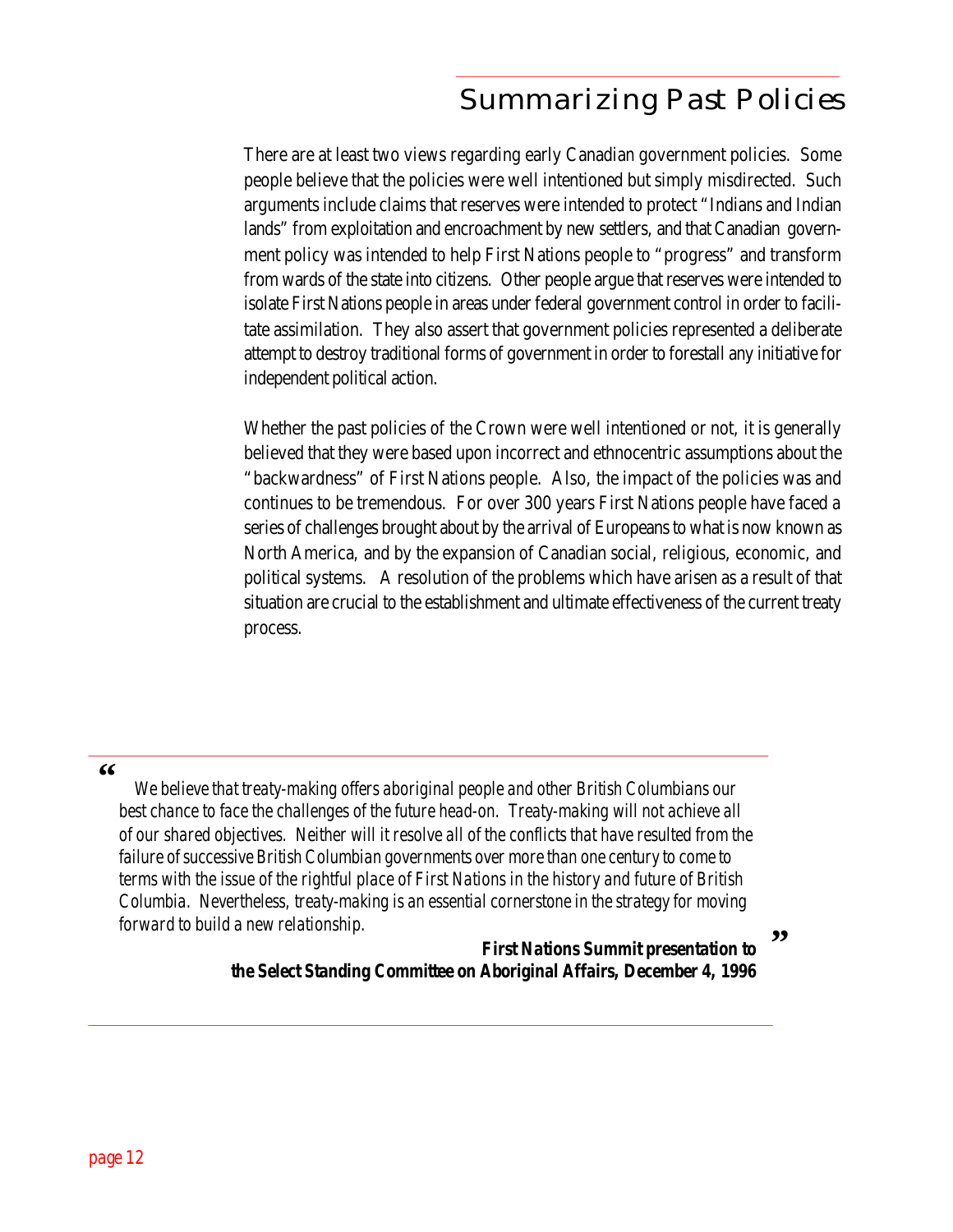# Summarizing Past Policies

There are at least two views regarding early Canadian government policies. Some people believe that the policies were well intentioned but simply misdirected. Such arguments include claims that reserves were intended to protect "Indians and Indian lands" from exploitation and encroachment by new settlers, and that Canadian government policy was intended to help First Nations people to "progress" and transform from wards of the state into citizens. Other people argue that reserves were intended to isolate First Nations people in areas under federal government control in order to facilitate assimilation. They also assert that government policies represented a deliberate attempt to destroy traditional forms of government in order to forestall any initiative for independent political action.

Whether the past policies of the Crown were well intentioned or not, it is generally believed that they were based upon incorrect and ethnocentric assumptions about the "backwardness" of First Nations people. Also, the impact of the policies was and continues to be tremendous. For over 300 years First Nations people have faced a series of challenges brought about by the arrival of Europeans to what is now known as North America, and by the expansion of Canadian social, religious, economic, and political systems. A resolution of the problems which have arisen as a result of that situation are crucial to the establishment and ultimate effectiveness of the current treaty process.

> *"We believe that treaty-making offers aboriginal people and other British Columbians our best chance to face the challenges of the future head-on. Treaty-making will not achieve all of our shared objectives. Neither will it resolve all of the conflicts that have resulted from the failure of successive British Columbian governments over more than one century to come to terms with the issue of the rightful place of First Nations in the history and future of British Columbia. Nevertheless, treaty-making is an essential cornerstone in the strategy for moving forward to build a new relationship."*
>
> **First Nations Summit presentation to the Select Standing Committee on Aboriginal Affairs, December 4, 1996**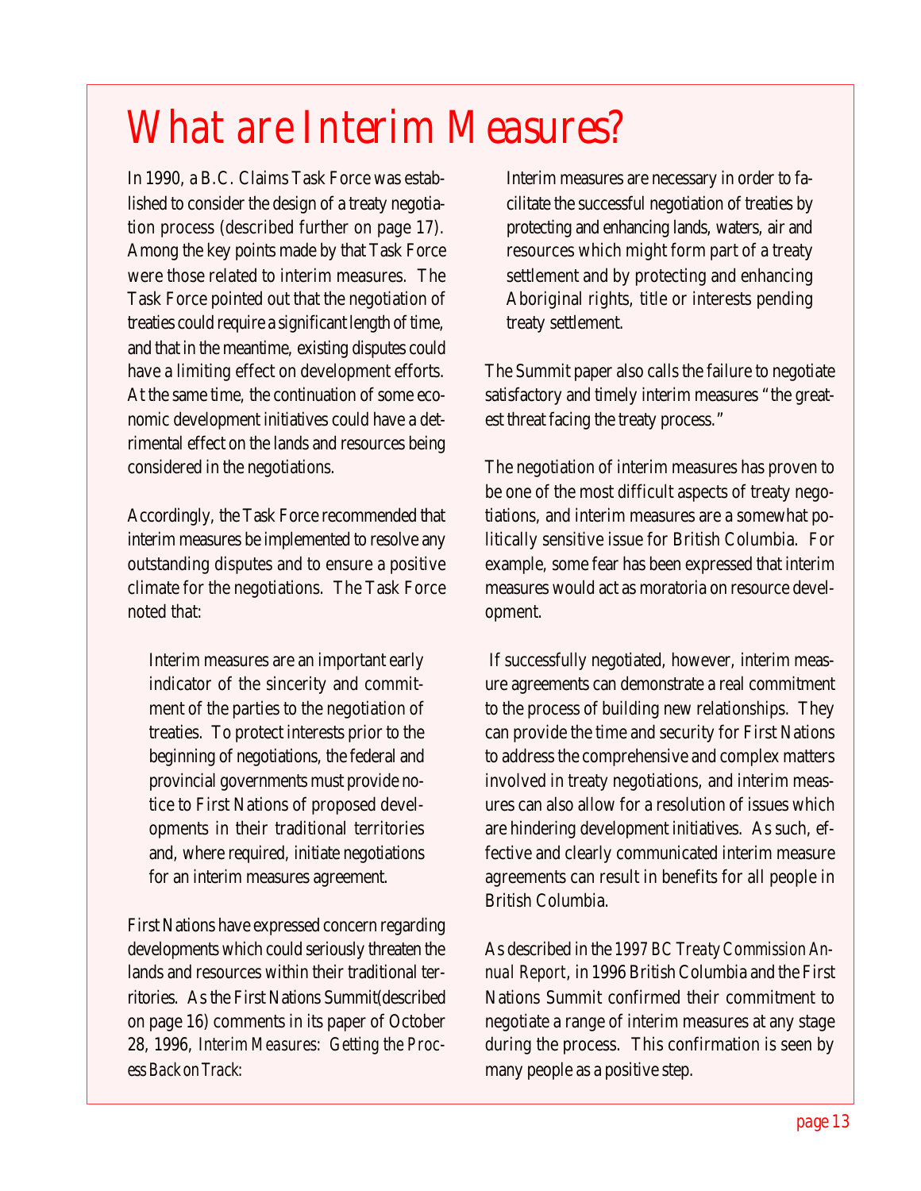# What are Interim Measures?

In 1990, a B.C. Claims Task Force was established to consider the design of a treaty negotiation process (described further on page 17). Among the key points made by that Task Force were those related to interim measures. The Task Force pointed out that the negotiation of treaties could require a significant length of time, and that in the meantime, existing disputes could have a limiting effect on development efforts. At the same time, the continuation of some economic development initiatives could have a detrimental effect on the lands and resources being considered in the negotiations.

Accordingly, the Task Force recommended that interim measures be implemented to resolve any outstanding disputes and to ensure a positive climate for the negotiations. The Task Force noted that:

> Interim measures are an important early indicator of the sincerity and commitment of the parties to the negotiation of treaties. To protect interests prior to the beginning of negotiations, the federal and provincial governments must provide notice to First Nations of proposed developments in their traditional territories and, where required, initiate negotiations for an interim measures agreement.

First Nations have expressed concern regarding developments which could seriously threaten the lands and resources within their traditional territories. As the First Nations Summit(described on page 16) comments in its paper of October 28, 1996, *Interim Measures: Getting the Process Back on Track*:

> Interim measures are necessary in order to facilitate the successful negotiation of treaties by protecting and enhancing lands, waters, air and resources which might form part of a treaty settlement and by protecting and enhancing Aboriginal rights, title or interests pending treaty settlement.

The Summit paper also calls the failure to negotiate satisfactory and timely interim measures "the greatest threat facing the treaty process."

The negotiation of interim measures has proven to be one of the most difficult aspects of treaty negotiations, and interim measures are a somewhat politically sensitive issue for British Columbia. For example, some fear has been expressed that interim measures would act as moratoria on resource development.

If successfully negotiated, however, interim measure agreements can demonstrate a real commitment to the process of building new relationships. They can provide the time and security for First Nations to address the comprehensive and complex matters involved in treaty negotiations, and interim measures can also allow for a resolution of issues which are hindering development initiatives. As such, effective and clearly communicated interim measure agreements can result in benefits for all people in British Columbia.

As described in the *1997 BC Treaty Commission Annual Report*, in 1996 British Columbia and the First Nations Summit confirmed their commitment to negotiate a range of interim measures at any stage during the process. This confirmation is seen by many people as a positive step.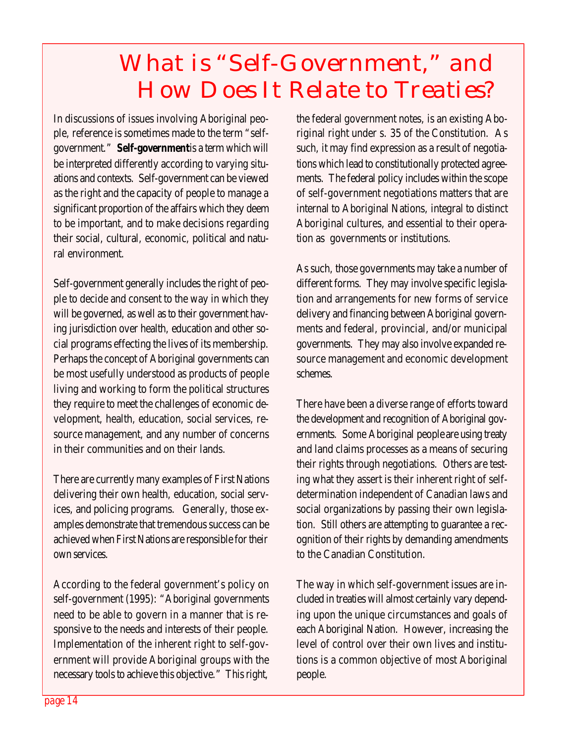# What is "Self-Government," and How Does It Relate to Treaties?

In discussions of issues involving Aboriginal people, reference is sometimes made to the term "self-government." **Self-government** is a term which will be interpreted differently according to varying situations and contexts. Self-government can be viewed as the right and the capacity of people to manage a significant proportion of the affairs which they deem to be important, and to make decisions regarding their social, cultural, economic, political and natural environment.

Self-government generally includes the right of people to decide and consent to the way in which they will be governed, as well as to their government having jurisdiction over health, education and other social programs effecting the lives of its membership. Perhaps the concept of Aboriginal governments can be most usefully understood as products of people living and working to form the political structures they require to meet the challenges of economic development, health, education, social services, resource management, and any number of concerns in their communities and on their lands.

There are currently many examples of First Nations delivering their own health, education, social services, and policing programs. Generally, those examples demonstrate that tremendous success can be achieved when First Nations are responsible for their own services.

According to the federal government's policy on self-government (1995): "Aboriginal governments need to be able to govern in a manner that is responsive to the needs and interests of their people. Implementation of the inherent right to self-government will provide Aboriginal groups with the necessary tools to achieve this objective." This right, the federal government notes, is an existing Aboriginal right under s. 35 of the Constitution. As such, it may find expression as a result of negotiations which lead to constitutionally protected agreements. The federal policy includes within the scope of self-government negotiations matters that are internal to Aboriginal Nations, integral to distinct Aboriginal cultures, and essential to their operation as governments or institutions.

As such, those governments may take a number of different forms. They may involve specific legislation and arrangements for new forms of service delivery and financing between Aboriginal governments and federal, provincial, and/or municipal governments. They may also involve expanded resource management and economic development schemes.

There have been a diverse range of efforts toward the development and recognition of Aboriginal governments. Some Aboriginal people are using treaty and land claims processes as a means of securing their rights through negotiations. Others are testing what they assert is their inherent right of self-determination independent of Canadian laws and social organizations by passing their own legislation. Still others are attempting to guarantee a recognition of their rights by demanding amendments to the Canadian Constitution.

The way in which self-government issues are included in treaties will almost certainly vary depending upon the unique circumstances and goals of each Aboriginal Nation. However, increasing the level of control over their own lives and institutions is a common objective of most Aboriginal people.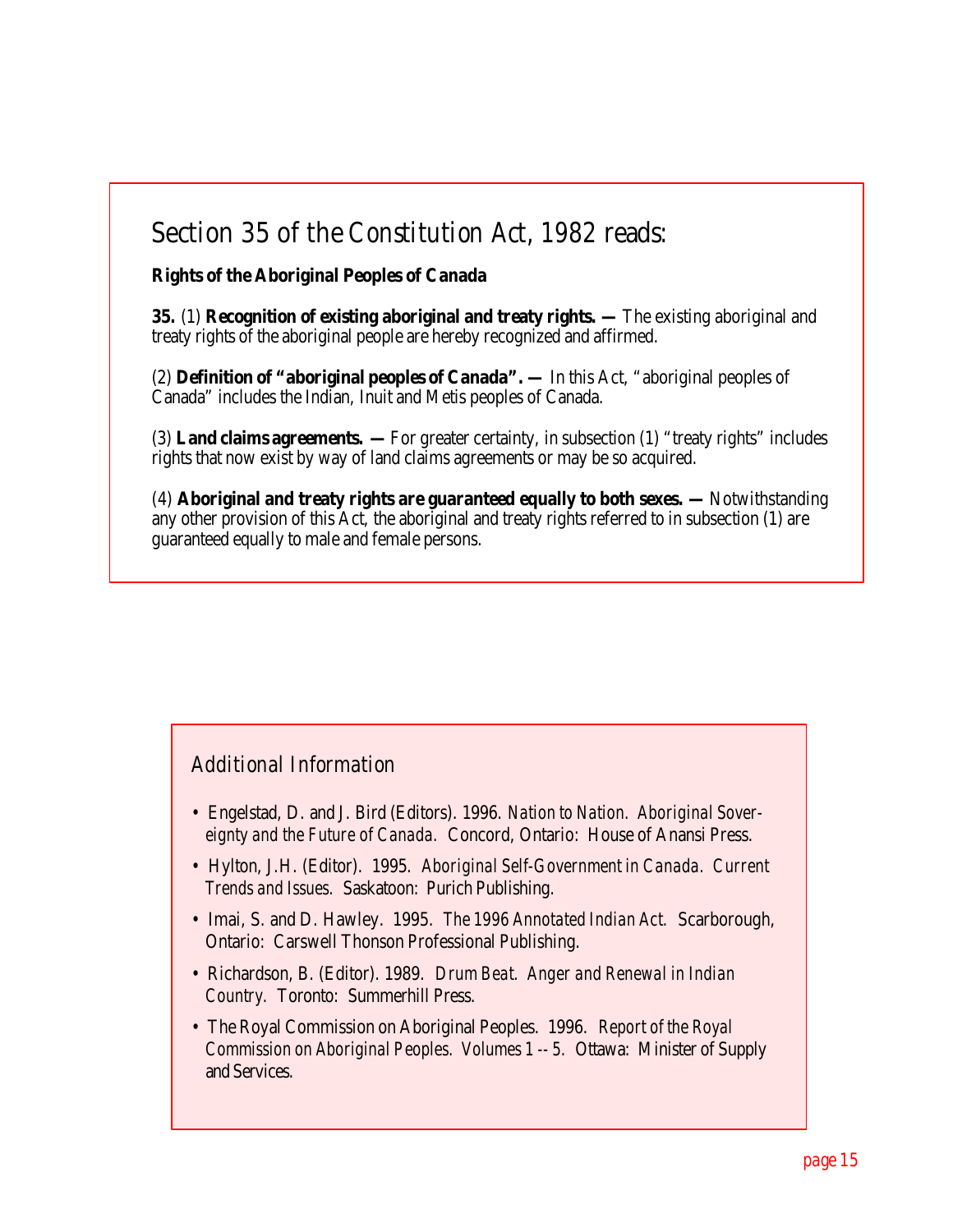## Section 35 of the *Constitution Act, 1982* reads:

**Rights of the Aboriginal Peoples of Canada**

**35.** (1) **Recognition of existing aboriginal and treaty rights. —** The existing aboriginal and treaty rights of the aboriginal people are hereby recognized and affirmed.

(2) **Definition of "aboriginal peoples of Canada". —** In this Act, "aboriginal peoples of Canada" includes the Indian, Inuit and Metis peoples of Canada.

(3) **Land claims agreements. —** For greater certainty, in subsection (1) "treaty rights" includes rights that now exist by way of land claims agreements or may be so acquired.

(4) **Aboriginal and treaty rights are guaranteed equally to both sexes. —** Notwithstanding any other provision of this Act, the aboriginal and treaty rights referred to in subsection (1) are guaranteed equally to male and female persons.

### Additional Information

- Engelstad, D. and J. Bird (Editors). 1996. *Nation to Nation. Aboriginal Sovereignty and the Future of Canada.* Concord, Ontario: House of Anansi Press.
- Hylton, J.H. (Editor). 1995. *Aboriginal Self-Government in Canada. Current Trends and Issues.* Saskatoon: Purich Publishing.
- Imai, S. and D. Hawley. 1995. *The 1996 Annotated Indian Act.* Scarborough, Ontario: Carswell Thonson Professional Publishing.
- Richardson, B. (Editor). 1989. *Drum Beat. Anger and Renewal in Indian Country.* Toronto: Summerhill Press.
- The Royal Commission on Aboriginal Peoples. 1996. *Report of the Royal Commission on Aboriginal Peoples. Volumes 1 -- 5.* Ottawa: Minister of Supply and Services.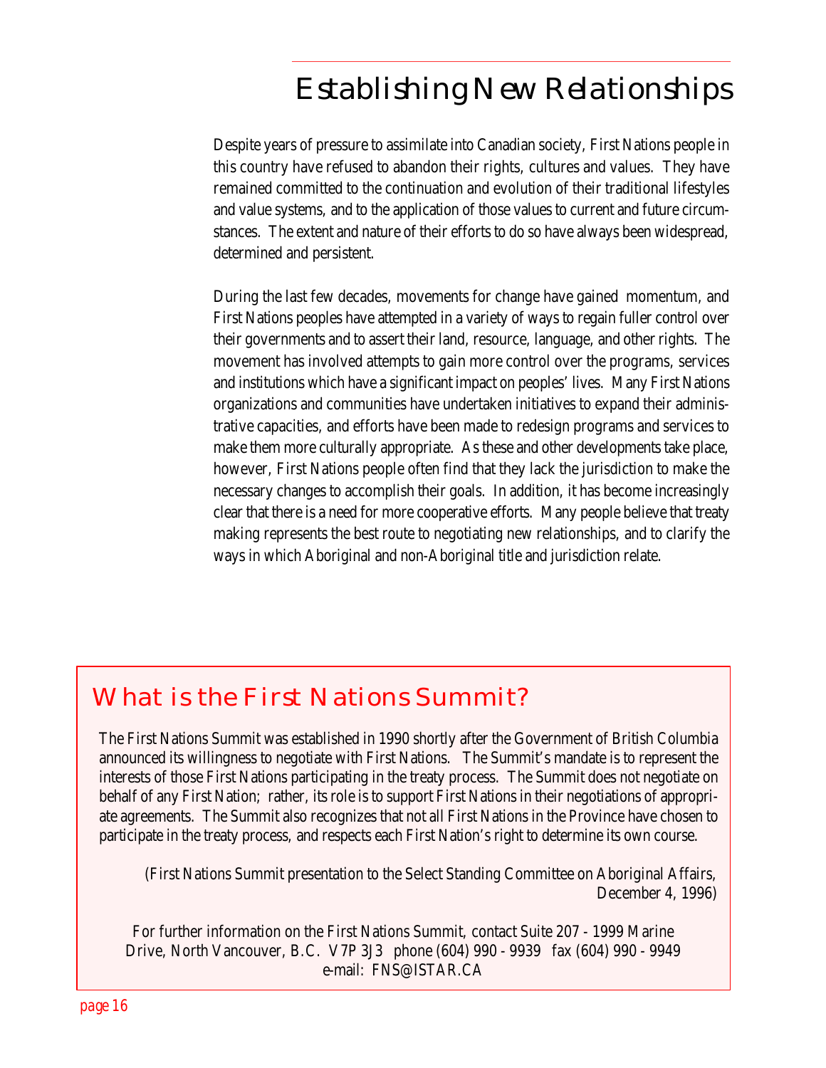# Establishing New Relationships

Despite years of pressure to assimilate into Canadian society, First Nations people in this country have refused to abandon their rights, cultures and values. They have remained committed to the continuation and evolution of their traditional lifestyles and value systems, and to the application of those values to current and future circumstances. The extent and nature of their efforts to do so have always been widespread, determined and persistent.

During the last few decades, movements for change have gained momentum, and First Nations peoples have attempted in a variety of ways to regain fuller control over their governments and to assert their land, resource, language, and other rights. The movement has involved attempts to gain more control over the programs, services and institutions which have a significant impact on peoples' lives. Many First Nations organizations and communities have undertaken initiatives to expand their administrative capacities, and efforts have been made to redesign programs and services to make them more culturally appropriate. As these and other developments take place, however, First Nations people often find that they lack the jurisdiction to make the necessary changes to accomplish their goals. In addition, it has become increasingly clear that there is a need for more cooperative efforts. Many people believe that treaty making represents the best route to negotiating new relationships, and to clarify the ways in which Aboriginal and non-Aboriginal title and jurisdiction relate.

## What is the First Nations Summit?

The First Nations Summit was established in 1990 shortly after the Government of British Columbia announced its willingness to negotiate with First Nations. The Summit's mandate is to represent the interests of those First Nations participating in the treaty process. The Summit does not negotiate on behalf of any First Nation; rather, its role is to support First Nations in their negotiations of appropriate agreements. The Summit also recognizes that not all First Nations in the Province have chosen to participate in the treaty process, and respects each First Nation's right to determine its own course.

(First Nations Summit presentation to the Select Standing Committee on Aboriginal Affairs, December 4, 1996)

For further information on the First Nations Summit, contact Suite 207 - 1999 Marine Drive, North Vancouver, B.C. V7P 3J3 phone (604) 990 - 9939 fax (604) 990 - 9949 e-mail: FNS@ISTAR.CA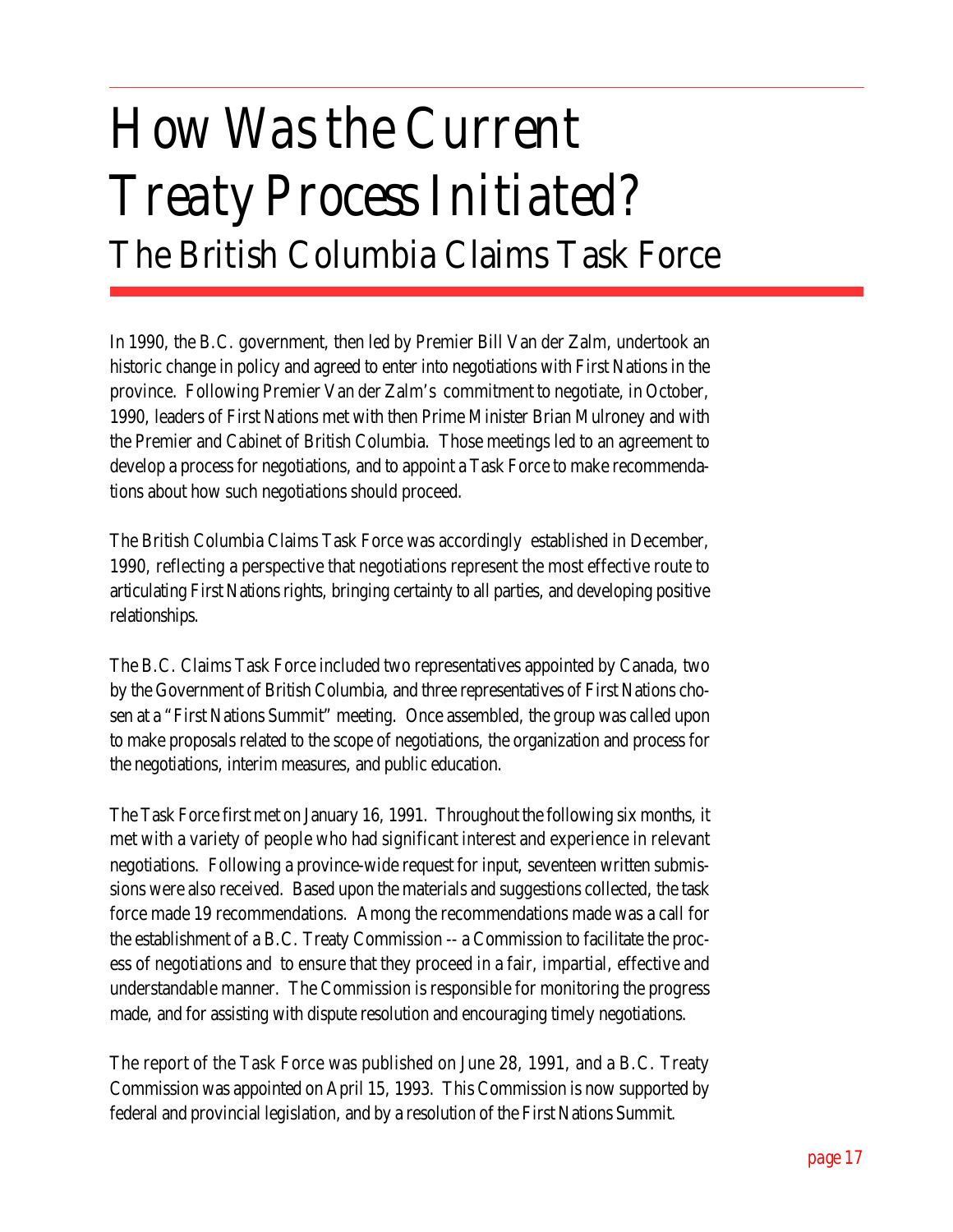# How Was the Current Treaty Process Initiated?

## The British Columbia Claims Task Force

In 1990, the B.C. government, then led by Premier Bill Van der Zalm, undertook an historic change in policy and agreed to enter into negotiations with First Nations in the province. Following Premier Van der Zalm's commitment to negotiate, in October, 1990, leaders of First Nations met with then Prime Minister Brian Mulroney and with the Premier and Cabinet of British Columbia. Those meetings led to an agreement to develop a process for negotiations, and to appoint a Task Force to make recommendations about how such negotiations should proceed.

The British Columbia Claims Task Force was accordingly established in December, 1990, reflecting a perspective that negotiations represent the most effective route to articulating First Nations rights, bringing certainty to all parties, and developing positive relationships.

The B.C. Claims Task Force included two representatives appointed by Canada, two by the Government of British Columbia, and three representatives of First Nations chosen at a "First Nations Summit" meeting. Once assembled, the group was called upon to make proposals related to the scope of negotiations, the organization and process for the negotiations, interim measures, and public education.

The Task Force first met on January 16, 1991. Throughout the following six months, it met with a variety of people who had significant interest and experience in relevant negotiations. Following a province-wide request for input, seventeen written submissions were also received. Based upon the materials and suggestions collected, the task force made 19 recommendations. Among the recommendations made was a call for the establishment of a B.C. Treaty Commission -- a Commission to facilitate the process of negotiations and to ensure that they proceed in a fair, impartial, effective and understandable manner. The Commission is responsible for monitoring the progress made, and for assisting with dispute resolution and encouraging timely negotiations.

The report of the Task Force was published on June 28, 1991, and a B.C. Treaty Commission was appointed on April 15, 1993. This Commission is now supported by federal and provincial legislation, and by a resolution of the First Nations Summit.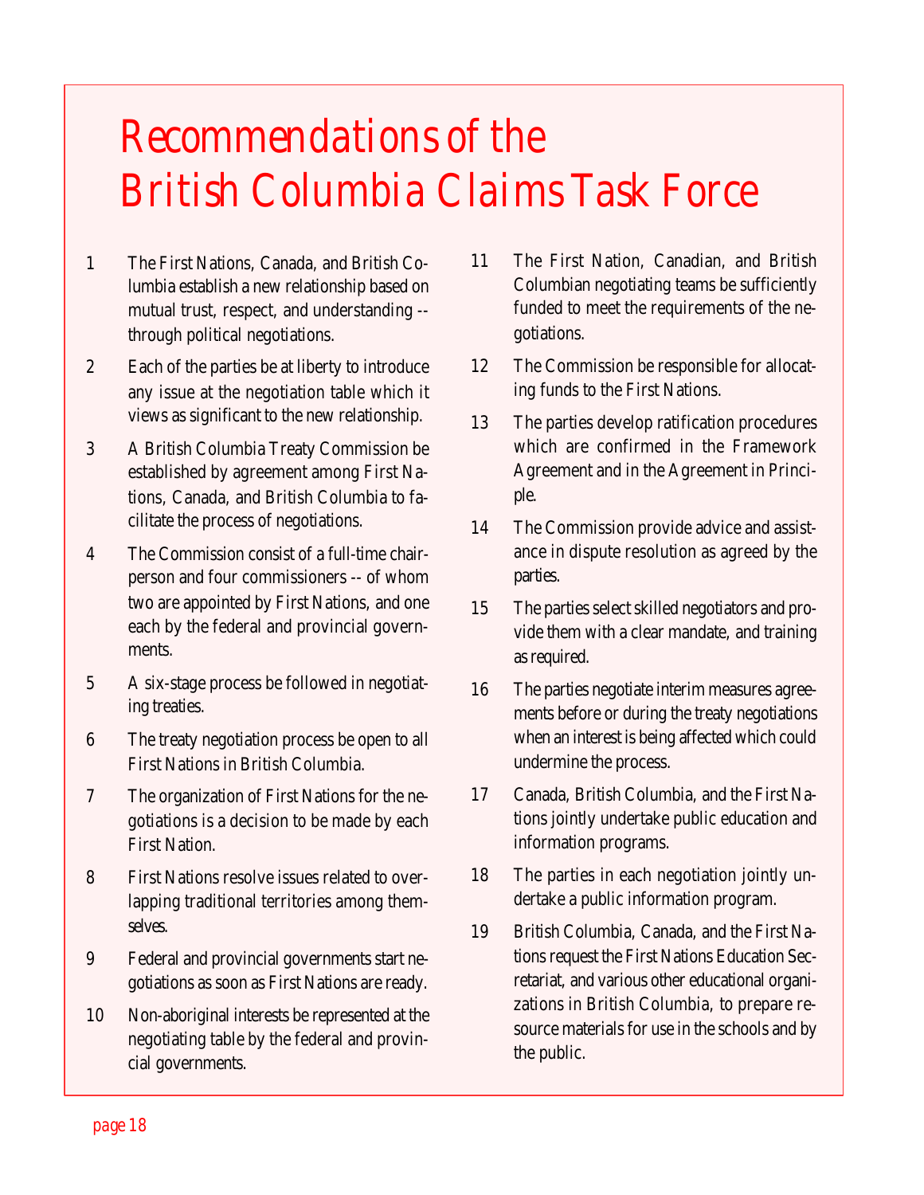# Recommendations of the British Columbia Claims Task Force

1. The First Nations, Canada, and British Columbia establish a new relationship based on mutual trust, respect, and understanding -- through political negotiations.
2. Each of the parties be at liberty to introduce any issue at the negotiation table which it views as significant to the new relationship.
3. A British Columbia Treaty Commission be established by agreement among First Nations, Canada, and British Columbia to facilitate the process of negotiations.
4. The Commission consist of a full-time chairperson and four commissioners -- of whom two are appointed by First Nations, and one each by the federal and provincial governments.
5. A six-stage process be followed in negotiating treaties.
6. The treaty negotiation process be open to all First Nations in British Columbia.
7. The organization of First Nations for the negotiations is a decision to be made by each First Nation.
8. First Nations resolve issues related to overlapping traditional territories among themselves.
9. Federal and provincial governments start negotiations as soon as First Nations are ready.
10. Non-aboriginal interests be represented at the negotiating table by the federal and provincial governments.
11. The First Nation, Canadian, and British Columbian negotiating teams be sufficiently funded to meet the requirements of the negotiations.
12. The Commission be responsible for allocating funds to the First Nations.
13. The parties develop ratification procedures which are confirmed in the Framework Agreement and in the Agreement in Principle.
14. The Commission provide advice and assistance in dispute resolution as agreed by the parties.
15. The parties select skilled negotiators and provide them with a clear mandate, and training as required.
16. The parties negotiate interim measures agreements before or during the treaty negotiations when an interest is being affected which could undermine the process.
17. Canada, British Columbia, and the First Nations jointly undertake public education and information programs.
18. The parties in each negotiation jointly undertake a public information program.
19. British Columbia, Canada, and the First Nations request the First Nations Education Secretariat, and various other educational organizations in British Columbia, to prepare resource materials for use in the schools and by the public.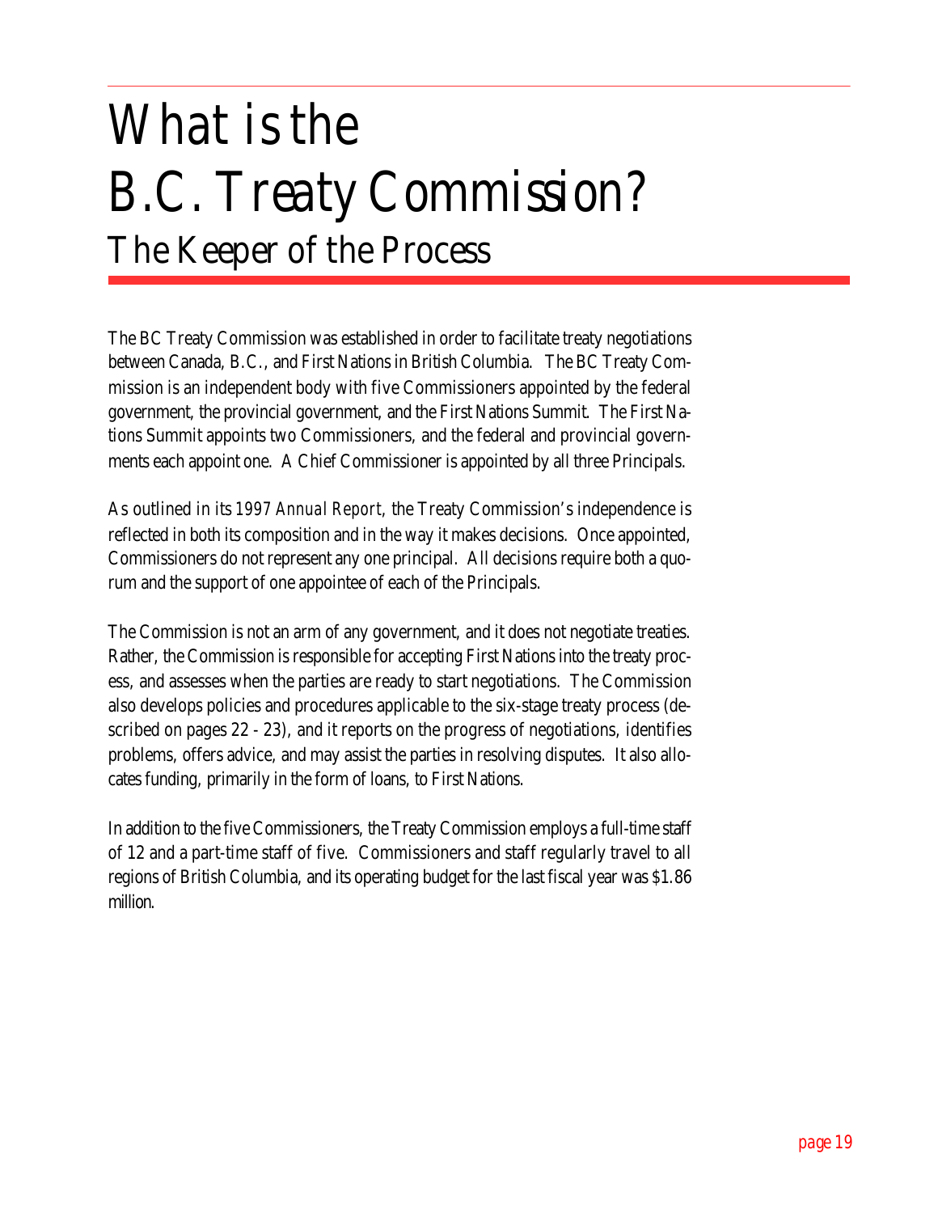# What is the B.C. Treaty Commission?

## The Keeper of the Process

The BC Treaty Commission was established in order to facilitate treaty negotiations between Canada, B.C., and First Nations in British Columbia. The BC Treaty Commission is an independent body with five Commissioners appointed by the federal government, the provincial government, and the First Nations Summit. The First Nations Summit appoints two Commissioners, and the federal and provincial governments each appoint one. A Chief Commissioner is appointed by all three Principals.

As outlined in its 1997 *Annual Report*, the Treaty Commission's independence is reflected in both its composition and in the way it makes decisions. Once appointed, Commissioners do not represent any one principal. All decisions require both a quorum and the support of one appointee of each of the Principals.

The Commission is not an arm of any government, and it does not negotiate treaties. Rather, the Commission is responsible for accepting First Nations into the treaty process, and assesses when the parties are ready to start negotiations. The Commission also develops policies and procedures applicable to the six-stage treaty process (described on pages 22 - 23), and it reports on the progress of negotiations, identifies problems, offers advice, and may assist the parties in resolving disputes. It also allocates funding, primarily in the form of loans, to First Nations.

In addition to the five Commissioners, the Treaty Commission employs a full-time staff of 12 and a part-time staff of five. Commissioners and staff regularly travel to all regions of British Columbia, and its operating budget for the last fiscal year was $1.86 million.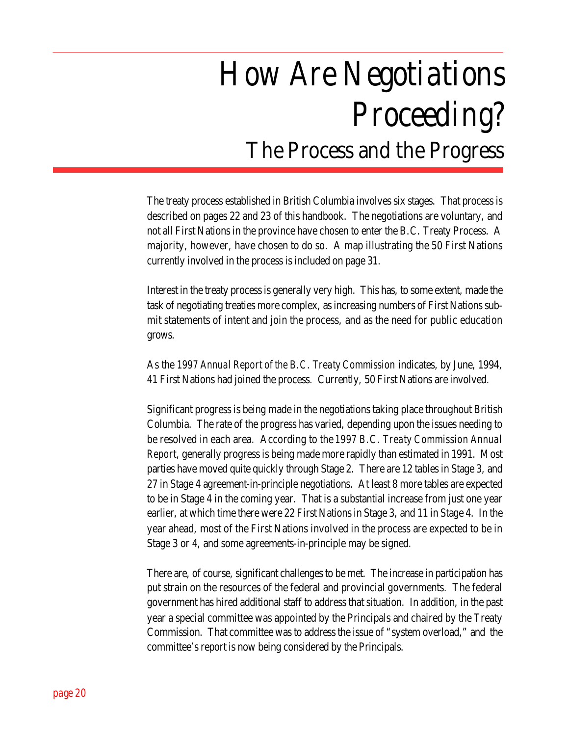# How Are Negotiations Proceeding?

## The Process and the Progress

The treaty process established in British Columbia involves six stages. That process is described on pages 22 and 23 of this handbook. The negotiations are voluntary, and not all First Nations in the province have chosen to enter the B.C. Treaty Process. A majority, however, have chosen to do so. A map illustrating the 50 First Nations currently involved in the process is included on page 31.

Interest in the treaty process is generally very high. This has, to some extent, made the task of negotiating treaties more complex, as increasing numbers of First Nations submit statements of intent and join the process, and as the need for public education grows.

As the 1997 *Annual Report of the B.C. Treaty Commission* indicates, by June, 1994, 41 First Nations had joined the process. Currently, 50 First Nations are involved.

Significant progress is being made in the negotiations taking place throughout British Columbia. The rate of the progress has varied, depending upon the issues needing to be resolved in each area. According to the *1997 B.C. Treaty Commission Annual Report*, generally progress is being made more rapidly than estimated in 1991. Most parties have moved quite quickly through Stage 2. There are 12 tables in Stage 3, and 27 in Stage 4 agreement-in-principle negotiations. At least 8 more tables are expected to be in Stage 4 in the coming year. That is a substantial increase from just one year earlier, at which time there were 22 First Nations in Stage 3, and 11 in Stage 4. In the year ahead, most of the First Nations involved in the process are expected to be in Stage 3 or 4, and some agreements-in-principle may be signed.

There are, of course, significant challenges to be met. The increase in participation has put strain on the resources of the federal and provincial governments. The federal government has hired additional staff to address that situation. In addition, in the past year a special committee was appointed by the Principals and chaired by the Treaty Commission. That committee was to address the issue of "system overload," and the committee's report is now being considered by the Principals.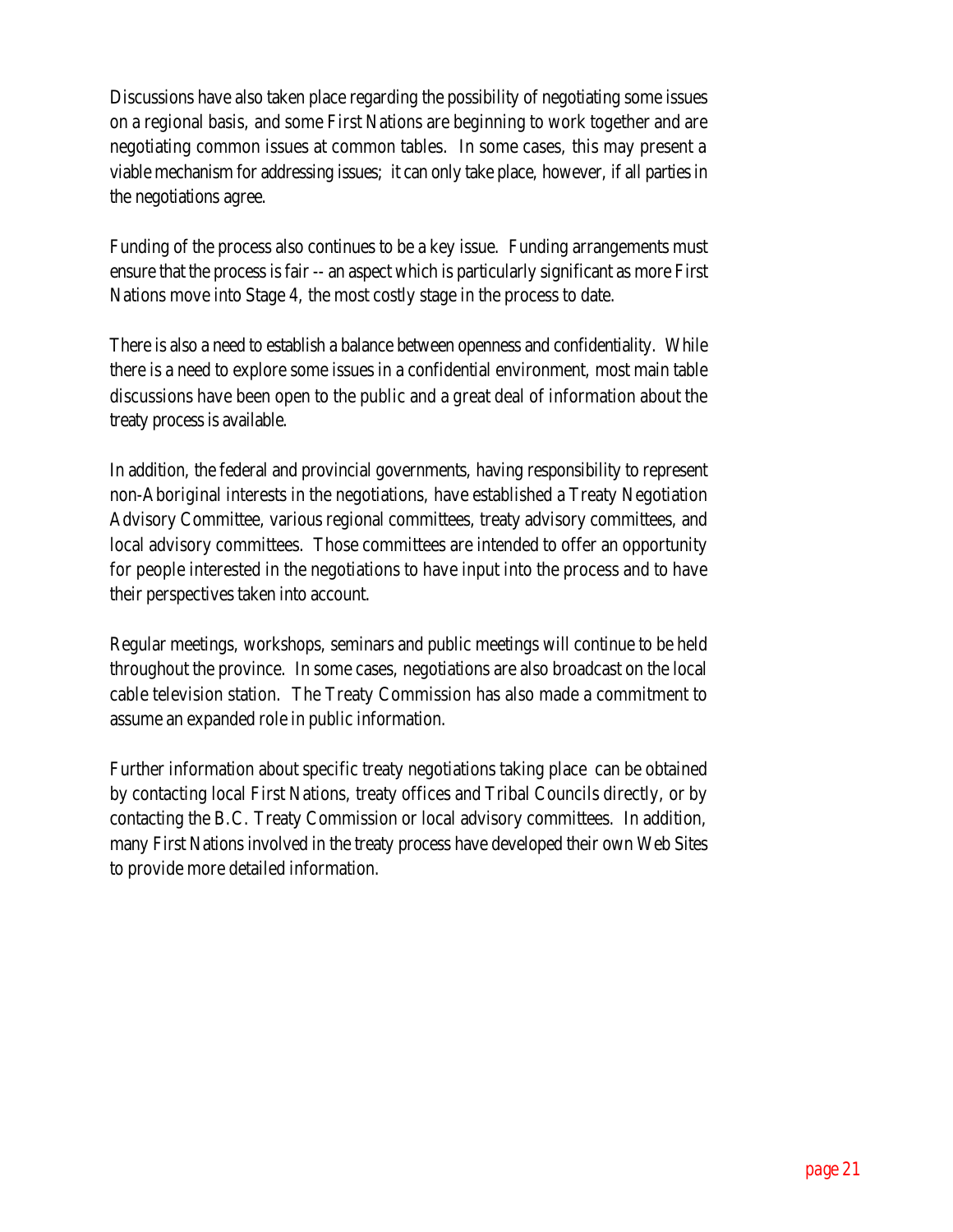Discussions have also taken place regarding the possibility of negotiating some issues on a regional basis, and some First Nations are beginning to work together and are negotiating common issues at common tables. In some cases, this may present a viable mechanism for addressing issues; it can only take place, however, if all parties in the negotiations agree.

Funding of the process also continues to be a key issue. Funding arrangements must ensure that the process is fair -- an aspect which is particularly significant as more First Nations move into Stage 4, the most costly stage in the process to date.

There is also a need to establish a balance between openness and confidentiality. While there is a need to explore some issues in a confidential environment, most main table discussions have been open to the public and a great deal of information about the treaty process is available.

In addition, the federal and provincial governments, having responsibility to represent non-Aboriginal interests in the negotiations, have established a Treaty Negotiation Advisory Committee, various regional committees, treaty advisory committees, and local advisory committees. Those committees are intended to offer an opportunity for people interested in the negotiations to have input into the process and to have their perspectives taken into account.

Regular meetings, workshops, seminars and public meetings will continue to be held throughout the province. In some cases, negotiations are also broadcast on the local cable television station. The Treaty Commission has also made a commitment to assume an expanded role in public information.

Further information about specific treaty negotiations taking place can be obtained by contacting local First Nations, treaty offices and Tribal Councils directly, or by contacting the B.C. Treaty Commission or local advisory committees. In addition, many First Nations involved in the treaty process have developed their own Web Sites to provide more detailed information.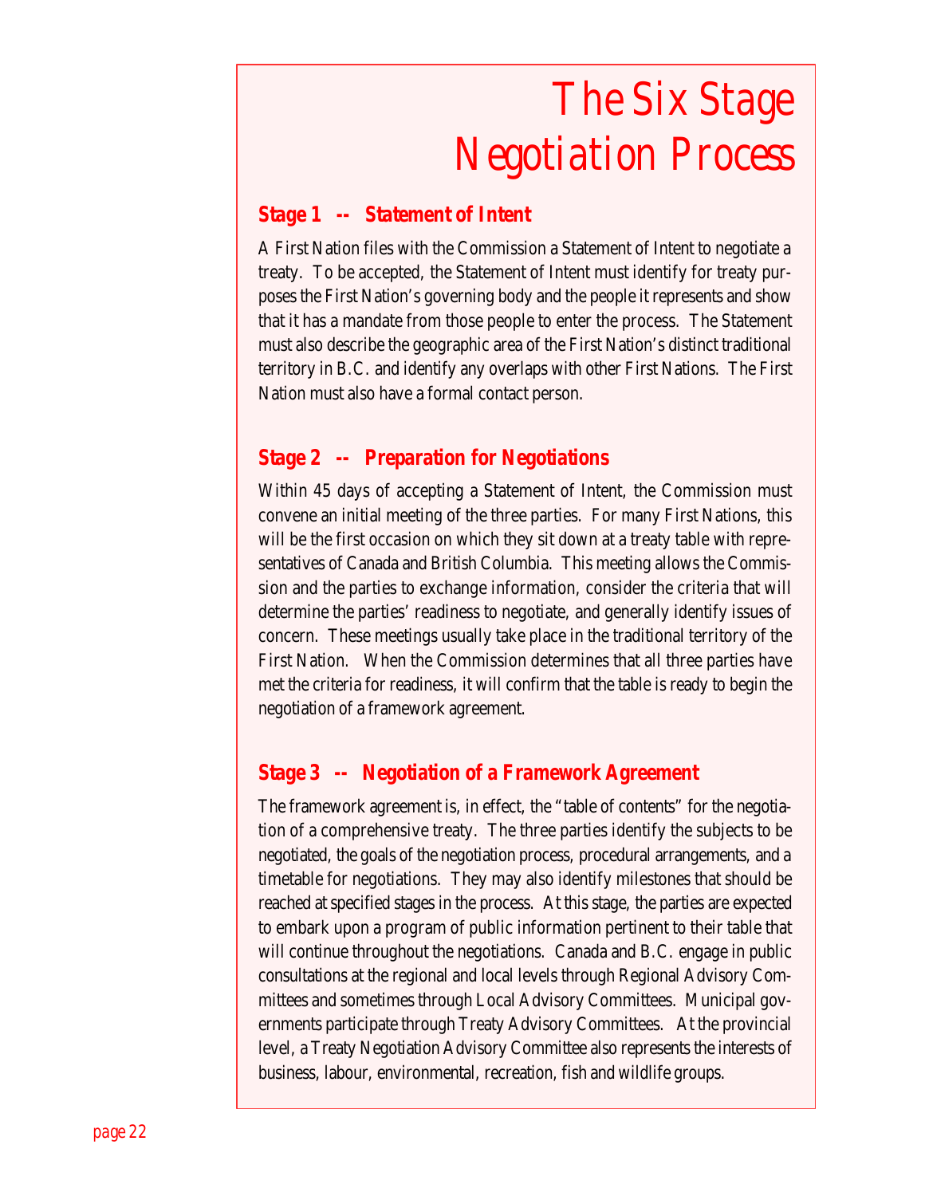# The Six Stage Negotiation Process

## Stage 1 -- Statement of Intent

A First Nation files with the Commission a Statement of Intent to negotiate a treaty. To be accepted, the Statement of Intent must identify for treaty purposes the First Nation's governing body and the people it represents and show that it has a mandate from those people to enter the process. The Statement must also describe the geographic area of the First Nation's distinct traditional territory in B.C. and identify any overlaps with other First Nations. The First Nation must also have a formal contact person.

## Stage 2 -- Preparation for Negotiations

Within 45 days of accepting a Statement of Intent, the Commission must convene an initial meeting of the three parties. For many First Nations, this will be the first occasion on which they sit down at a treaty table with representatives of Canada and British Columbia. This meeting allows the Commission and the parties to exchange information, consider the criteria that will determine the parties' readiness to negotiate, and generally identify issues of concern. These meetings usually take place in the traditional territory of the First Nation. When the Commission determines that all three parties have met the criteria for readiness, it will confirm that the table is ready to begin the negotiation of a framework agreement.

## Stage 3 -- Negotiation of a Framework Agreement

The framework agreement is, in effect, the "table of contents" for the negotiation of a comprehensive treaty. The three parties identify the subjects to be negotiated, the goals of the negotiation process, procedural arrangements, and a timetable for negotiations. They may also identify milestones that should be reached at specified stages in the process. At this stage, the parties are expected to embark upon a program of public information pertinent to their table that will continue throughout the negotiations. Canada and B.C. engage in public consultations at the regional and local levels through Regional Advisory Committees and sometimes through Local Advisory Committees. Municipal governments participate through Treaty Advisory Committees. At the provincial level, a Treaty Negotiation Advisory Committee also represents the interests of business, labour, environmental, recreation, fish and wildlife groups.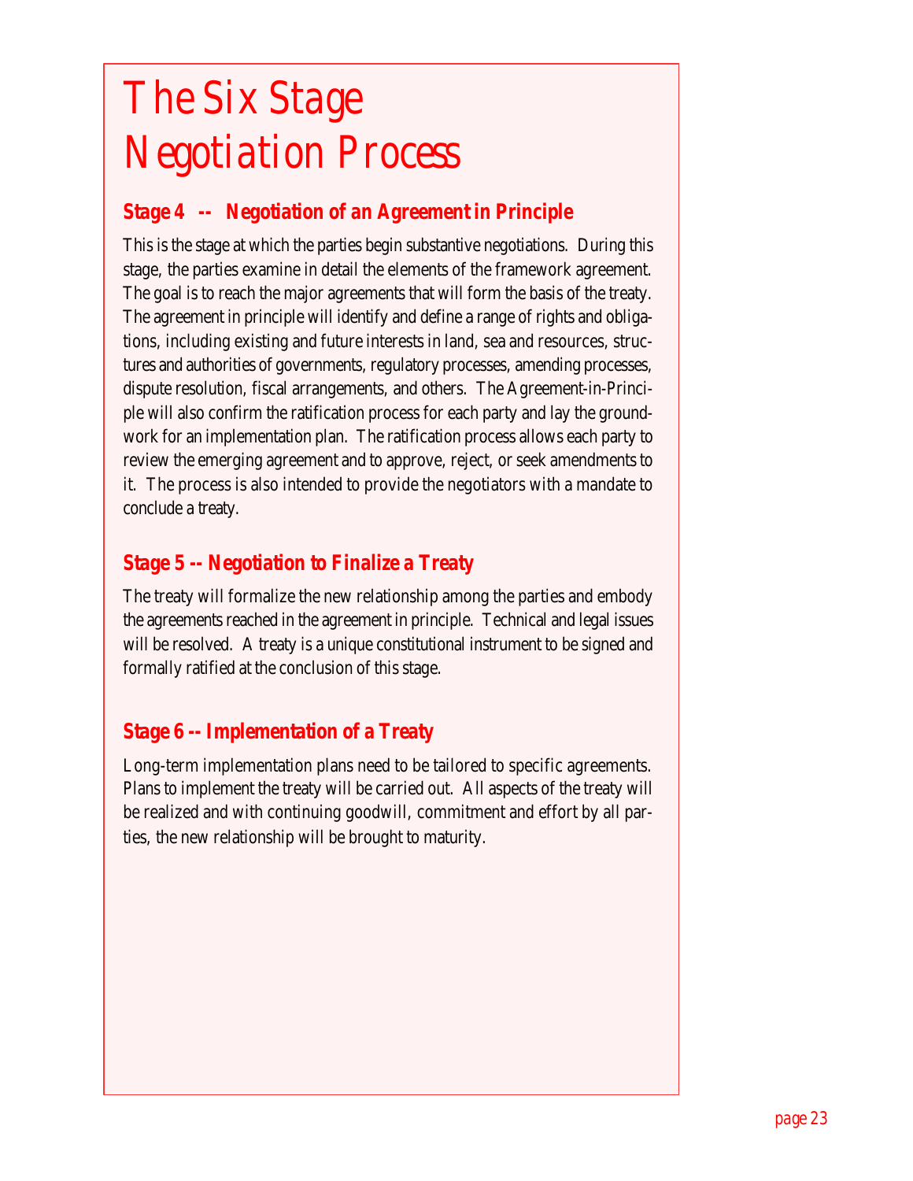# The Six Stage Negotiation Process

### Stage 4 -- Negotiation of an Agreement in Principle

This is the stage at which the parties begin substantive negotiations. During this stage, the parties examine in detail the elements of the framework agreement. The goal is to reach the major agreements that will form the basis of the treaty. The agreement in principle will identify and define a range of rights and obligations, including existing and future interests in land, sea and resources, structures and authorities of governments, regulatory processes, amending processes, dispute resolution, fiscal arrangements, and others. The Agreement-in-Principle will also confirm the ratification process for each party and lay the groundwork for an implementation plan. The ratification process allows each party to review the emerging agreement and to approve, reject, or seek amendments to it. The process is also intended to provide the negotiators with a mandate to conclude a treaty.

### Stage 5 -- Negotiation to Finalize a Treaty

The treaty will formalize the new relationship among the parties and embody the agreements reached in the agreement in principle. Technical and legal issues will be resolved. A treaty is a unique constitutional instrument to be signed and formally ratified at the conclusion of this stage.

### Stage 6 -- Implementation of a Treaty

Long-term implementation plans need to be tailored to specific agreements. Plans to implement the treaty will be carried out. All aspects of the treaty will be realized and with continuing goodwill, commitment and effort by all parties, the new relationship will be brought to maturity.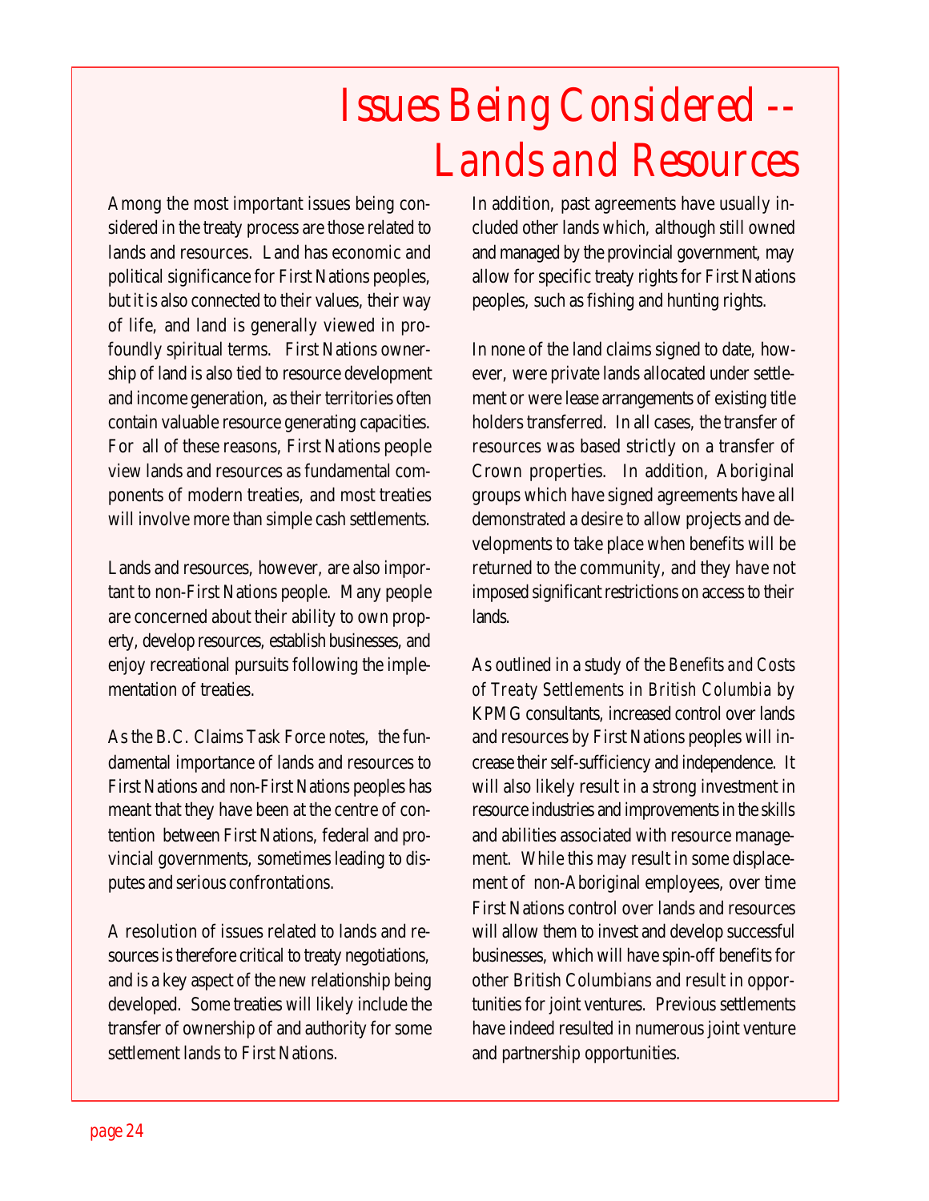# Issues Being Considered -- Lands and Resources

Among the most important issues being considered in the treaty process are those related to lands and resources. Land has economic and political significance for First Nations peoples, but it is also connected to their values, their way of life, and land is generally viewed in profoundly spiritual terms. First Nations ownership of land is also tied to resource development and income generation, as their territories often contain valuable resource generating capacities. For all of these reasons, First Nations people view lands and resources as fundamental components of modern treaties, and most treaties will involve more than simple cash settlements.

Lands and resources, however, are also important to non-First Nations people. Many people are concerned about their ability to own property, develop resources, establish businesses, and enjoy recreational pursuits following the implementation of treaties.

As the B.C. Claims Task Force notes, the fundamental importance of lands and resources to First Nations and non-First Nations peoples has meant that they have been at the centre of contention between First Nations, federal and provincial governments, sometimes leading to disputes and serious confrontations.

A resolution of issues related to lands and resources is therefore critical to treaty negotiations, and is a key aspect of the new relationship being developed. Some treaties will likely include the transfer of ownership of and authority for some settlement lands to First Nations.

In addition, past agreements have usually included other lands which, although still owned and managed by the provincial government, may allow for specific treaty rights for First Nations peoples, such as fishing and hunting rights.

In none of the land claims signed to date, however, were private lands allocated under settlement or were lease arrangements of existing title holders transferred. In all cases, the transfer of resources was based strictly on a transfer of Crown properties. In addition, Aboriginal groups which have signed agreements have all demonstrated a desire to allow projects and developments to take place when benefits will be returned to the community, and they have not imposed significant restrictions on access to their lands.

As outlined in a study of the *Benefits and Costs of Treaty Settlements in British Columbia* by KPMG consultants, increased control over lands and resources by First Nations peoples will increase their self-sufficiency and independence. It will also likely result in a strong investment in resource industries and improvements in the skills and abilities associated with resource management. While this may result in some displacement of non-Aboriginal employees, over time First Nations control over lands and resources will allow them to invest and develop successful businesses, which will have spin-off benefits for other British Columbians and result in opportunities for joint ventures. Previous settlements have indeed resulted in numerous joint venture and partnership opportunities.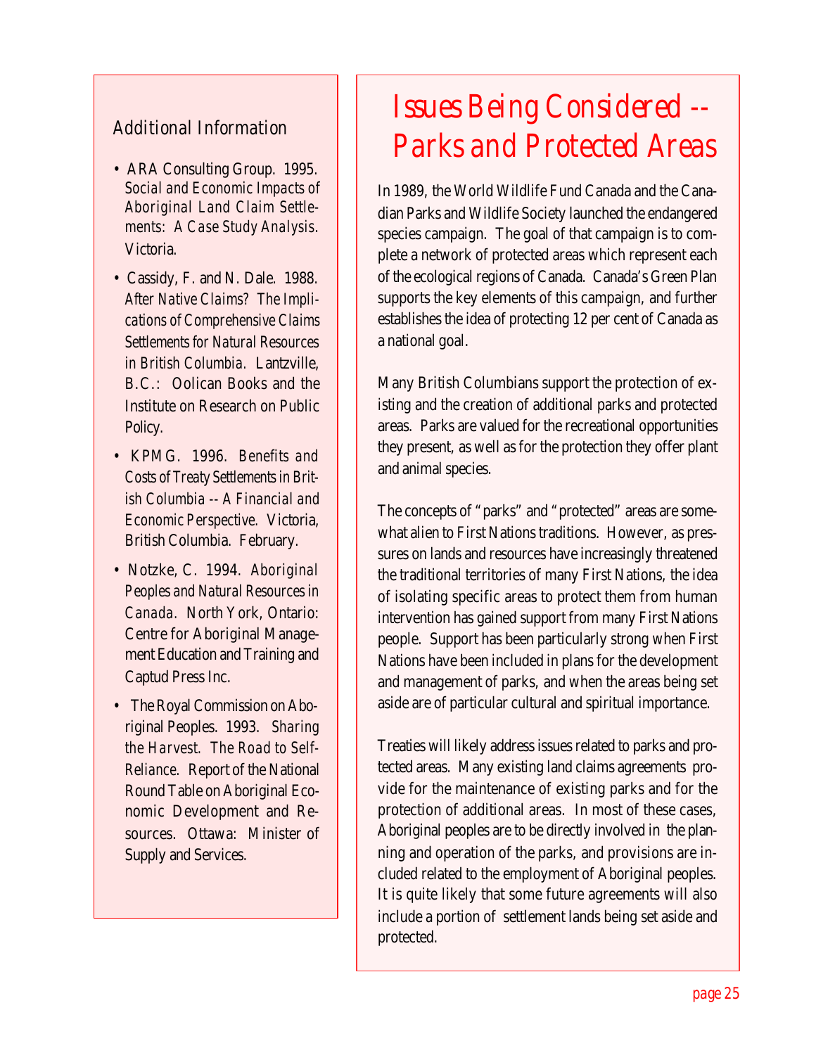# Issues Being Considered -- Parks and Protected Areas

In 1989, the World Wildlife Fund Canada and the Canadian Parks and Wildlife Society launched the endangered species campaign. The goal of that campaign is to complete a network of protected areas which represent each of the ecological regions of Canada. Canada's Green Plan supports the key elements of this campaign, and further establishes the idea of protecting 12 per cent of Canada as a national goal.

Many British Columbians support the protection of existing and the creation of additional parks and protected areas. Parks are valued for the recreational opportunities they present, as well as for the protection they offer plant and animal species.

The concepts of "parks" and "protected" areas are somewhat alien to First Nations traditions. However, as pressures on lands and resources have increasingly threatened the traditional territories of many First Nations, the idea of isolating specific areas to protect them from human intervention has gained support from many First Nations people. Support has been particularly strong when First Nations have been included in plans for the development and management of parks, and when the areas being set aside are of particular cultural and spiritual importance.

Treaties will likely address issues related to parks and protected areas. Many existing land claims agreements provide for the maintenance of existing parks and for the protection of additional areas. In most of these cases, Aboriginal peoples are to be directly involved in the planning and operation of the parks, and provisions are included related to the employment of Aboriginal peoples. It is quite likely that some future agreements will also include a portion of settlement lands being set aside and protected.

## Additional Information

- ARA Consulting Group. 1995. *Social and Economic Impacts of Aboriginal Land Claim Settlements: A Case Study Analysis.* Victoria.
- Cassidy, F. and N. Dale. 1988. *After Native Claims? The Implications of Comprehensive Claims Settlements for Natural Resources in British Columbia.* Lantzville, B.C.: Oolican Books and the Institute on Research on Public Policy.
- KPMG. 1996. *Benefits and Costs of Treaty Settlements in British Columbia -- A Financial and Economic Perspective.* Victoria, British Columbia. February.
- Notzke, C. 1994. *Aboriginal Peoples and Natural Resources in Canada.* North York, Ontario: Centre for Aboriginal Management Education and Training and Captud Press Inc.
- The Royal Commission on Aboriginal Peoples. 1993. *Sharing the Harvest. The Road to Self-Reliance.* Report of the National Round Table on Aboriginal Economic Development and Resources. Ottawa: Minister of Supply and Services.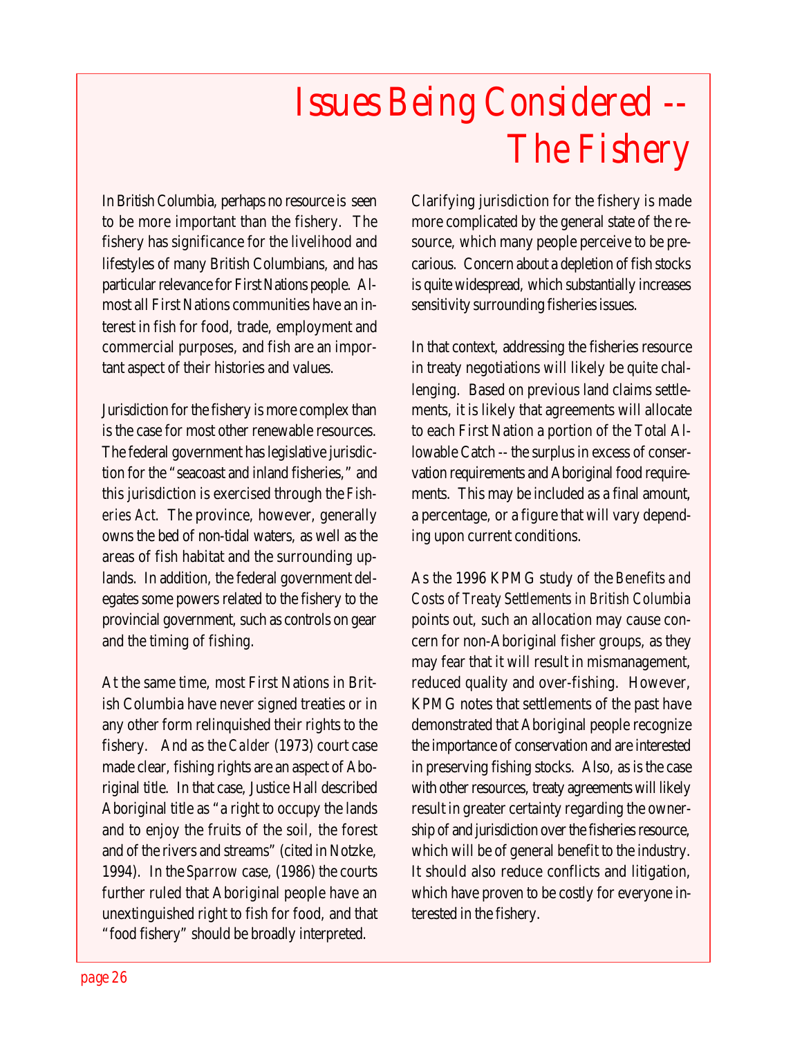# Issues Being Considered -- The Fishery

In British Columbia, perhaps no resource is seen to be more important than the fishery. The fishery has significance for the livelihood and lifestyles of many British Columbians, and has particular relevance for First Nations people. Almost all First Nations communities have an interest in fish for food, trade, employment and commercial purposes, and fish are an important aspect of their histories and values.

Jurisdiction for the fishery is more complex than is the case for most other renewable resources. The federal government has legislative jurisdiction for the "seacoast and inland fisheries," and this jurisdiction is exercised through the *Fisheries Act*. The province, however, generally owns the bed of non-tidal waters, as well as the areas of fish habitat and the surrounding uplands. In addition, the federal government delegates some powers related to the fishery to the provincial government, such as controls on gear and the timing of fishing.

At the same time, most First Nations in British Columbia have never signed treaties or in any other form relinquished their rights to the fishery. And as the *Calder* (1973) court case made clear, fishing rights are an aspect of Aboriginal title. In that case, Justice Hall described Aboriginal title as "a right to occupy the lands and to enjoy the fruits of the soil, the forest and of the rivers and streams" (cited in Notzke, 1994). In the *Sparrow* case, (1986) the courts further ruled that Aboriginal people have an unextinguished right to fish for food, and that "food fishery" should be broadly interpreted.

Clarifying jurisdiction for the fishery is made more complicated by the general state of the resource, which many people perceive to be precarious. Concern about a depletion of fish stocks is quite widespread, which substantially increases sensitivity surrounding fisheries issues.

In that context, addressing the fisheries resource in treaty negotiations will likely be quite challenging. Based on previous land claims settlements, it is likely that agreements will allocate to each First Nation a portion of the Total Allowable Catch -- the surplus in excess of conservation requirements and Aboriginal food requirements. This may be included as a final amount, a percentage, or a figure that will vary depending upon current conditions.

As the 1996 KPMG study of the *Benefits and Costs of Treaty Settlements in British Columbia* points out, such an allocation may cause concern for non-Aboriginal fisher groups, as they may fear that it will result in mismanagement, reduced quality and over-fishing. However, KPMG notes that settlements of the past have demonstrated that Aboriginal people recognize the importance of conservation and are interested in preserving fishing stocks. Also, as is the case with other resources, treaty agreements will likely result in greater certainty regarding the ownership of and jurisdiction over the fisheries resource, which will be of general benefit to the industry. It should also reduce conflicts and litigation, which have proven to be costly for everyone interested in the fishery.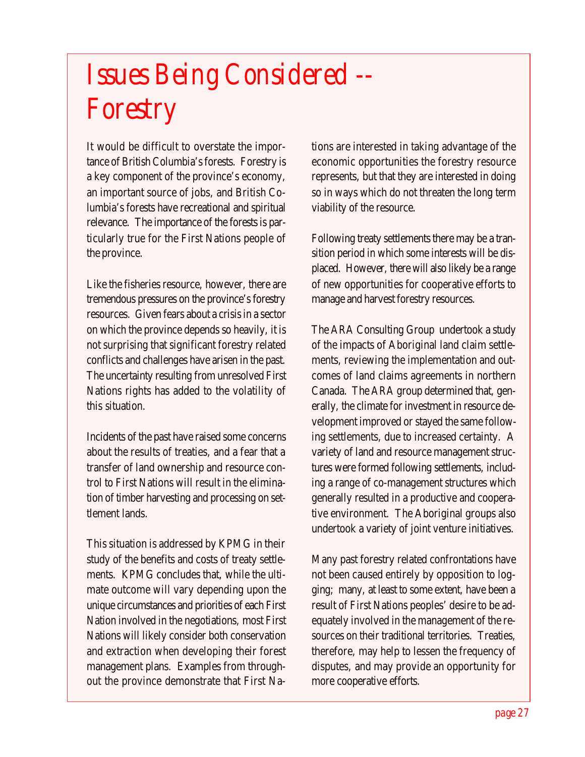# Issues Being Considered -- Forestry

It would be difficult to overstate the importance of British Columbia's forests. Forestry is a key component of the province's economy, an important source of jobs, and British Columbia's forests have recreational and spiritual relevance. The importance of the forests is particularly true for the First Nations people of the province.

Like the fisheries resource, however, there are tremendous pressures on the province's forestry resources. Given fears about a crisis in a sector on which the province depends so heavily, it is not surprising that significant forestry related conflicts and challenges have arisen in the past. The uncertainty resulting from unresolved First Nations rights has added to the volatility of this situation.

Incidents of the past have raised some concerns about the results of treaties, and a fear that a transfer of land ownership and resource control to First Nations will result in the elimination of timber harvesting and processing on settlement lands.

This situation is addressed by KPMG in their study of the benefits and costs of treaty settlements. KPMG concludes that, while the ultimate outcome will vary depending upon the unique circumstances and priorities of each First Nation involved in the negotiations, most First Nations will likely consider both conservation and extraction when developing their forest management plans. Examples from throughout the province demonstrate that First Nations are interested in taking advantage of the economic opportunities the forestry resource represents, but that they are interested in doing so in ways which do not threaten the long term viability of the resource.

Following treaty settlements there may be a transition period in which some interests will be displaced. However, there will also likely be a range of new opportunities for cooperative efforts to manage and harvest forestry resources.

The ARA Consulting Group undertook a study of the impacts of Aboriginal land claim settlements, reviewing the implementation and outcomes of land claims agreements in northern Canada. The ARA group determined that, generally, the climate for investment in resource development improved or stayed the same following settlements, due to increased certainty. A variety of land and resource management structures were formed following settlements, including a range of co-management structures which generally resulted in a productive and cooperative environment. The Aboriginal groups also undertook a variety of joint venture initiatives.

Many past forestry related confrontations have not been caused entirely by opposition to logging; many, at least to some extent, have been a result of First Nations peoples' desire to be adequately involved in the management of the resources on their traditional territories. Treaties, therefore, may help to lessen the frequency of disputes, and may provide an opportunity for more cooperative efforts.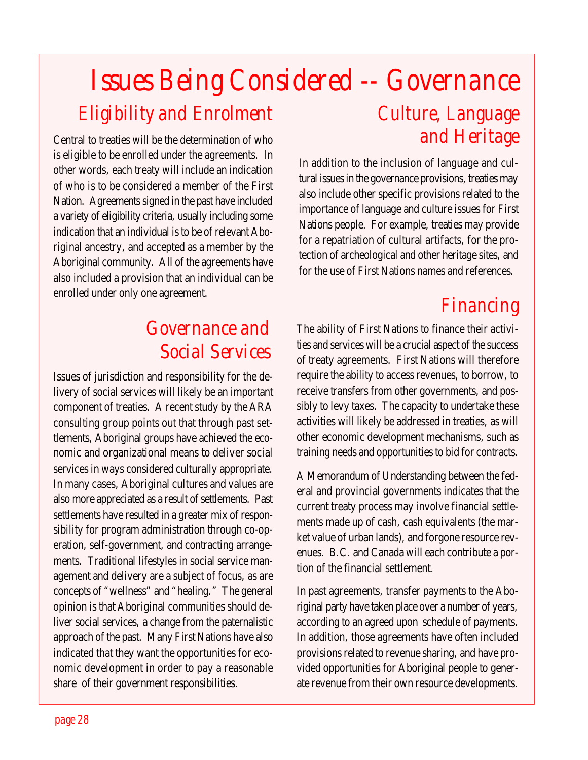# Issues Being Considered -- Governance

## Eligibility and Enrolment

Central to treaties will be the determination of who is eligible to be enrolled under the agreements. In other words, each treaty will include an indication of who is to be considered a member of the First Nation. Agreements signed in the past have included a variety of eligibility criteria, usually including some indication that an individual is to be of relevant Aboriginal ancestry, and accepted as a member by the Aboriginal community. All of the agreements have also included a provision that an individual can be enrolled under only one agreement.

## Governance and Social Services

Issues of jurisdiction and responsibility for the delivery of social services will likely be an important component of treaties. A recent study by the ARA consulting group points out that through past settlements, Aboriginal groups have achieved the economic and organizational means to deliver social services in ways considered culturally appropriate. In many cases, Aboriginal cultures and values are also more appreciated as a result of settlements. Past settlements have resulted in a greater mix of responsibility for program administration through co-operation, self-government, and contracting arrangements. Traditional lifestyles in social service management and delivery are a subject of focus, as are concepts of "wellness" and "healing." The general opinion is that Aboriginal communities should deliver social services, a change from the paternalistic approach of the past. Many First Nations have also indicated that they want the opportunities for economic development in order to pay a reasonable share of their government responsibilities.

## Culture, Language and Heritage

In addition to the inclusion of language and cultural issues in the governance provisions, treaties may also include other specific provisions related to the importance of language and culture issues for First Nations people. For example, treaties may provide for a repatriation of cultural artifacts, for the protection of archeological and other heritage sites, and for the use of First Nations names and references.

## Financing

The ability of First Nations to finance their activities and services will be a crucial aspect of the success of treaty agreements. First Nations will therefore require the ability to access revenues, to borrow, to receive transfers from other governments, and possibly to levy taxes. The capacity to undertake these activities will likely be addressed in treaties, as will other economic development mechanisms, such as training needs and opportunities to bid for contracts.

A Memorandum of Understanding between the federal and provincial governments indicates that the current treaty process may involve financial settlements made up of cash, cash equivalents (the market value of urban lands), and forgone resource revenues. B.C. and Canada will each contribute a portion of the financial settlement.

In past agreements, transfer payments to the Aboriginal party have taken place over a number of years, according to an agreed upon schedule of payments. In addition, those agreements have often included provisions related to revenue sharing, and have provided opportunities for Aboriginal people to generate revenue from their own resource developments.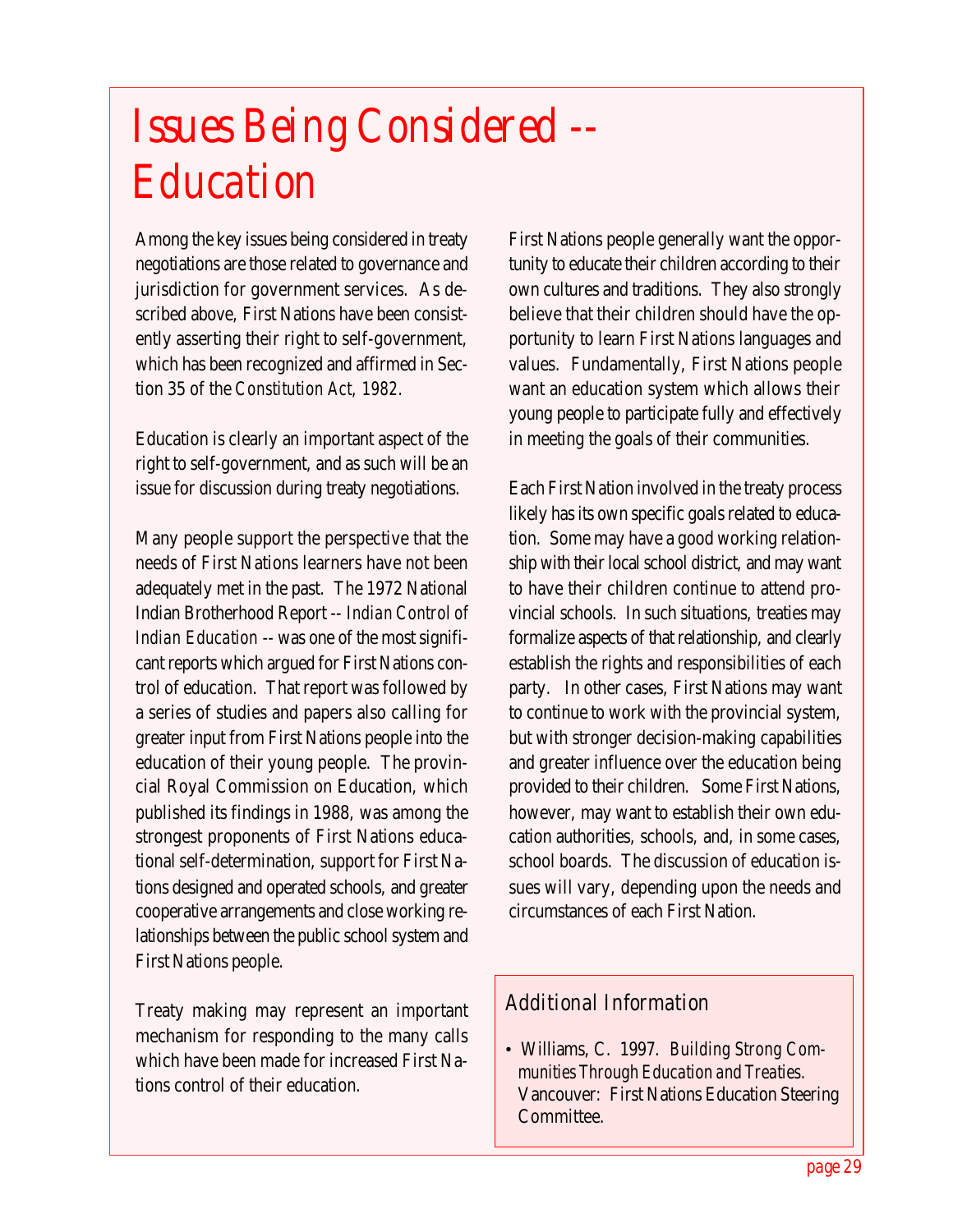# Issues Being Considered -- Education

Among the key issues being considered in treaty negotiations are those related to governance and jurisdiction for government services. As described above, First Nations have been consistently asserting their right to self-government, which has been recognized and affirmed in Section 35 of the *Constitution Act, 1982*.

Education is clearly an important aspect of the right to self-government, and as such will be an issue for discussion during treaty negotiations.

Many people support the perspective that the needs of First Nations learners have not been adequately met in the past. The 1972 National Indian Brotherhood Report -- *Indian Control of Indian Education* -- was one of the most significant reports which argued for First Nations control of education. That report was followed by a series of studies and papers also calling for greater input from First Nations people into the education of their young people. The provincial Royal Commission on Education, which published its findings in 1988, was among the strongest proponents of First Nations educational self-determination, support for First Nations designed and operated schools, and greater cooperative arrangements and close working relationships between the public school system and First Nations people.

Treaty making may represent an important mechanism for responding to the many calls which have been made for increased First Nations control of their education.

First Nations people generally want the opportunity to educate their children according to their own cultures and traditions. They also strongly believe that their children should have the opportunity to learn First Nations languages and values. Fundamentally, First Nations people want an education system which allows their young people to participate fully and effectively in meeting the goals of their communities.

Each First Nation involved in the treaty process likely has its own specific goals related to education. Some may have a good working relationship with their local school district, and may want to have their children continue to attend provincial schools. In such situations, treaties may formalize aspects of that relationship, and clearly establish the rights and responsibilities of each party. In other cases, First Nations may want to continue to work with the provincial system, but with stronger decision-making capabilities and greater influence over the education being provided to their children. Some First Nations, however, may want to establish their own education authorities, schools, and, in some cases, school boards. The discussion of education issues will vary, depending upon the needs and circumstances of each First Nation.

## Additional Information

- Williams, C. 1997. *Building Strong Communities Through Education and Treaties.* Vancouver: First Nations Education Steering Committee.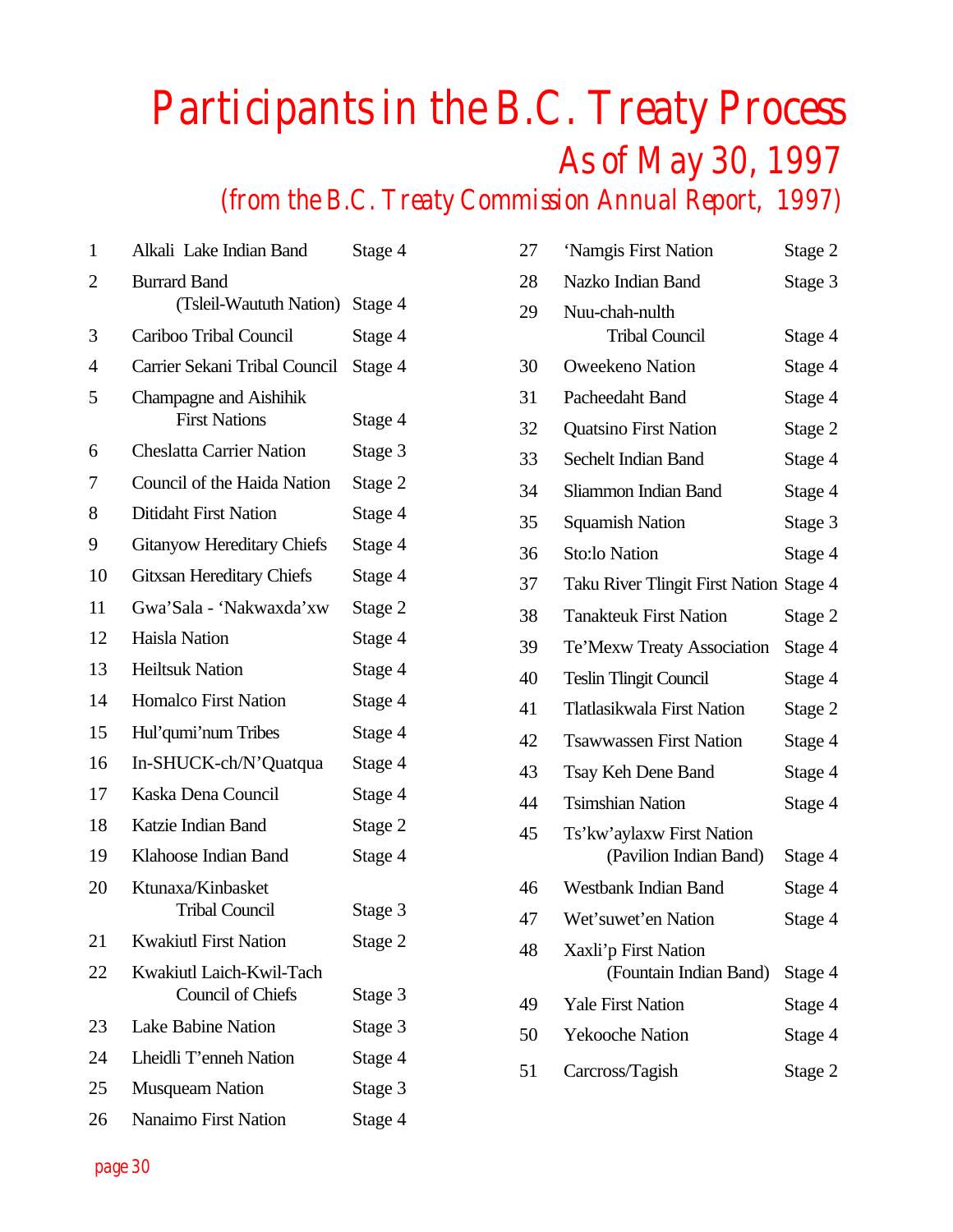# Participants in the B.C. Treaty Process

## As of May 30, 1997

### (from the B.C. Treaty Commission Annual Report, 1997)

| # | Participant | Stage |
|---|---|---|
| 1 | Alkali Lake Indian Band | Stage 4 |
| 2 | Burrard Band (Tsleil-Waututh Nation) | Stage 4 |
| 3 | Cariboo Tribal Council | Stage 4 |
| 4 | Carrier Sekani Tribal Council | Stage 4 |
| 5 | Champagne and Aishihik First Nations | Stage 4 |
| 6 | Cheslatta Carrier Nation | Stage 3 |
| 7 | Council of the Haida Nation | Stage 2 |
| 8 | Ditidaht First Nation | Stage 4 |
| 9 | Gitanyow Hereditary Chiefs | Stage 4 |
| 10 | Gitxsan Hereditary Chiefs | Stage 4 |
| 11 | Gwa'Sala - 'Nakwaxda'xw | Stage 2 |
| 12 | Haisla Nation | Stage 4 |
| 13 | Heiltsuk Nation | Stage 4 |
| 14 | Homalco First Nation | Stage 4 |
| 15 | Hul'qumi'num Tribes | Stage 4 |
| 16 | In-SHUCK-ch/N'Quatqua | Stage 4 |
| 17 | Kaska Dena Council | Stage 4 |
| 18 | Katzie Indian Band | Stage 2 |
| 19 | Klahoose Indian Band | Stage 4 |
| 20 | Ktunaxa/Kinbasket Tribal Council | Stage 3 |
| 21 | Kwakiutl First Nation | Stage 2 |
| 22 | Kwakiutl Laich-Kwil-Tach Council of Chiefs | Stage 3 |
| 23 | Lake Babine Nation | Stage 3 |
| 24 | Lheidli T'enneh Nation | Stage 4 |
| 25 | Musqueam Nation | Stage 3 |
| 26 | Nanaimo First Nation | Stage 4 |
| 27 | 'Namgis First Nation | Stage 2 |
| 28 | Nazko Indian Band | Stage 3 |
| 29 | Nuu-chah-nulth Tribal Council | Stage 4 |
| 30 | Oweekeno Nation | Stage 4 |
| 31 | Pacheedaht Band | Stage 4 |
| 32 | Quatsino First Nation | Stage 2 |
| 33 | Sechelt Indian Band | Stage 4 |
| 34 | Sliammon Indian Band | Stage 4 |
| 35 | Squamish Nation | Stage 3 |
| 36 | Sto:lo Nation | Stage 4 |
| 37 | Taku River Tlingit First Nation | Stage 4 |
| 38 | Tanakteuk First Nation | Stage 2 |
| 39 | Te'Mexw Treaty Association | Stage 4 |
| 40 | Teslin Tlingit Council | Stage 4 |
| 41 | Tlatlasikwala First Nation | Stage 2 |
| 42 | Tsawwassen First Nation | Stage 4 |
| 43 | Tsay Keh Dene Band | Stage 4 |
| 44 | Tsimshian Nation | Stage 4 |
| 45 | Ts'kw'aylaxw First Nation (Pavilion Indian Band) | Stage 4 |
| 46 | Westbank Indian Band | Stage 4 |
| 47 | Wet'suwet'en Nation | Stage 4 |
| 48 | Xaxli'p First Nation (Fountain Indian Band) | Stage 4 |
| 49 | Yale First Nation | Stage 4 |
| 50 | Yekooche Nation | Stage 4 |
| 51 | Carcross/Tagish | Stage 2 |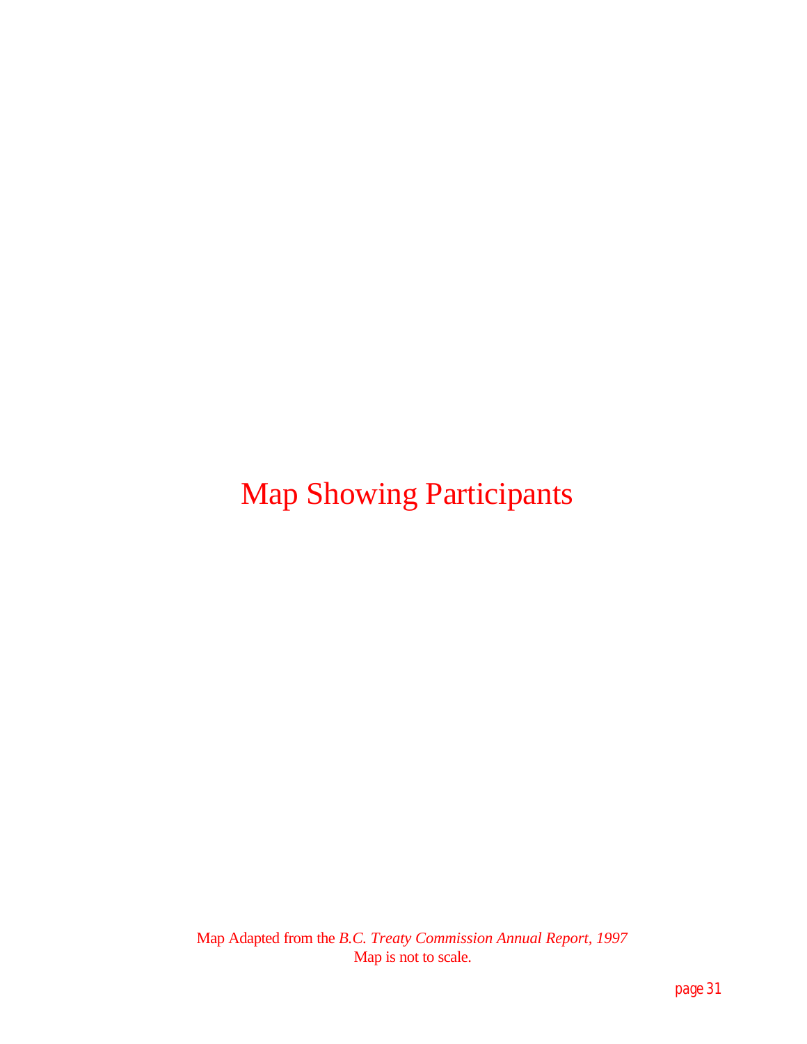# Map Showing Participants

Map Adapted from the *B.C. Treaty Commission Annual Report, 1997*
Map is not to scale.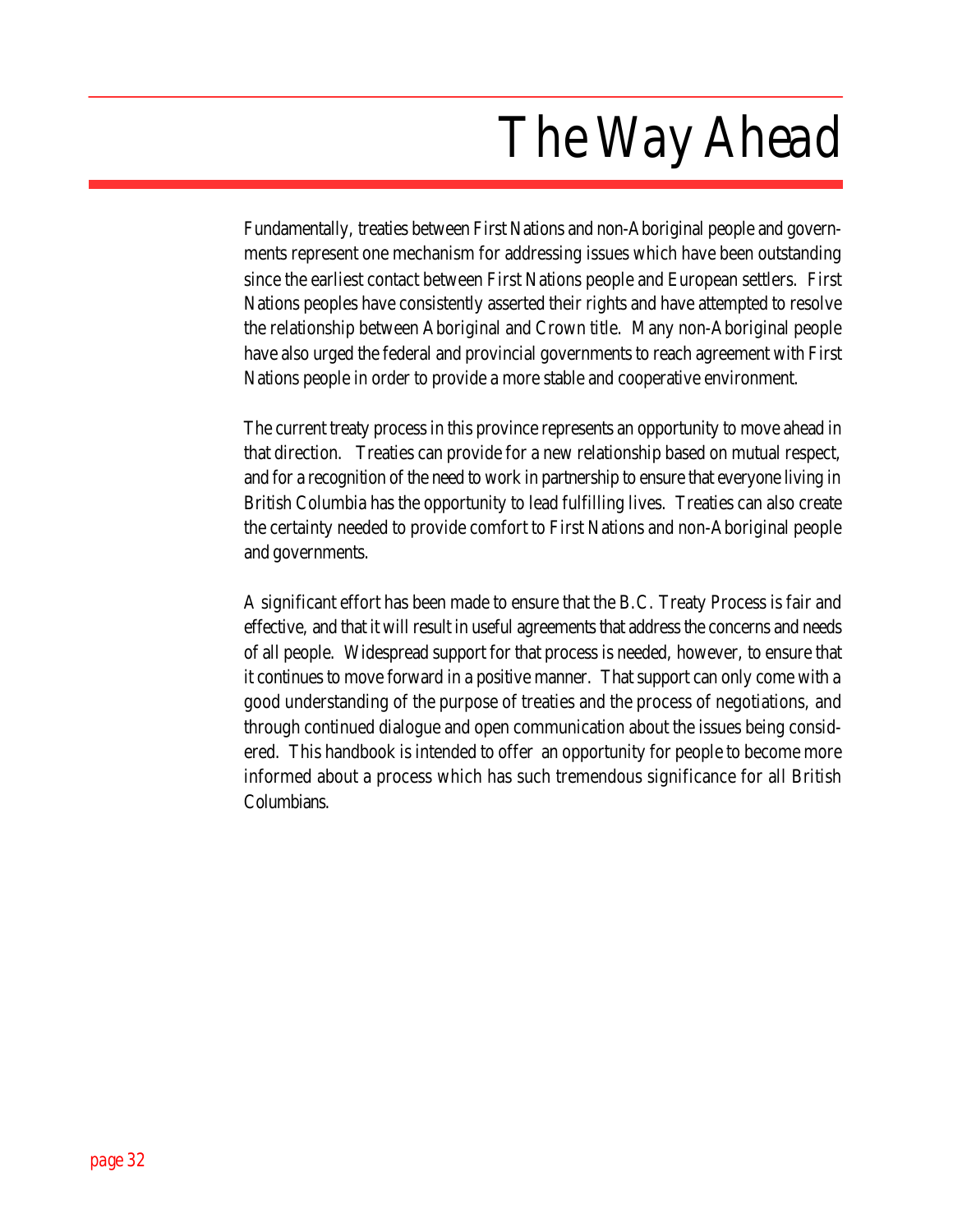# The Way Ahead

Fundamentally, treaties between First Nations and non-Aboriginal people and governments represent one mechanism for addressing issues which have been outstanding since the earliest contact between First Nations people and European settlers. First Nations peoples have consistently asserted their rights and have attempted to resolve the relationship between Aboriginal and Crown title. Many non-Aboriginal people have also urged the federal and provincial governments to reach agreement with First Nations people in order to provide a more stable and cooperative environment.

The current treaty process in this province represents an opportunity to move ahead in that direction. Treaties can provide for a new relationship based on mutual respect, and for a recognition of the need to work in partnership to ensure that everyone living in British Columbia has the opportunity to lead fulfilling lives. Treaties can also create the certainty needed to provide comfort to First Nations and non-Aboriginal people and governments.

A significant effort has been made to ensure that the B.C. Treaty Process is fair and effective, and that it will result in useful agreements that address the concerns and needs of all people. Widespread support for that process is needed, however, to ensure that it continues to move forward in a positive manner. That support can only come with a good understanding of the purpose of treaties and the process of negotiations, and through continued dialogue and open communication about the issues being considered. This handbook is intended to offer an opportunity for people to become more informed about a process which has such tremendous significance for all British Columbians.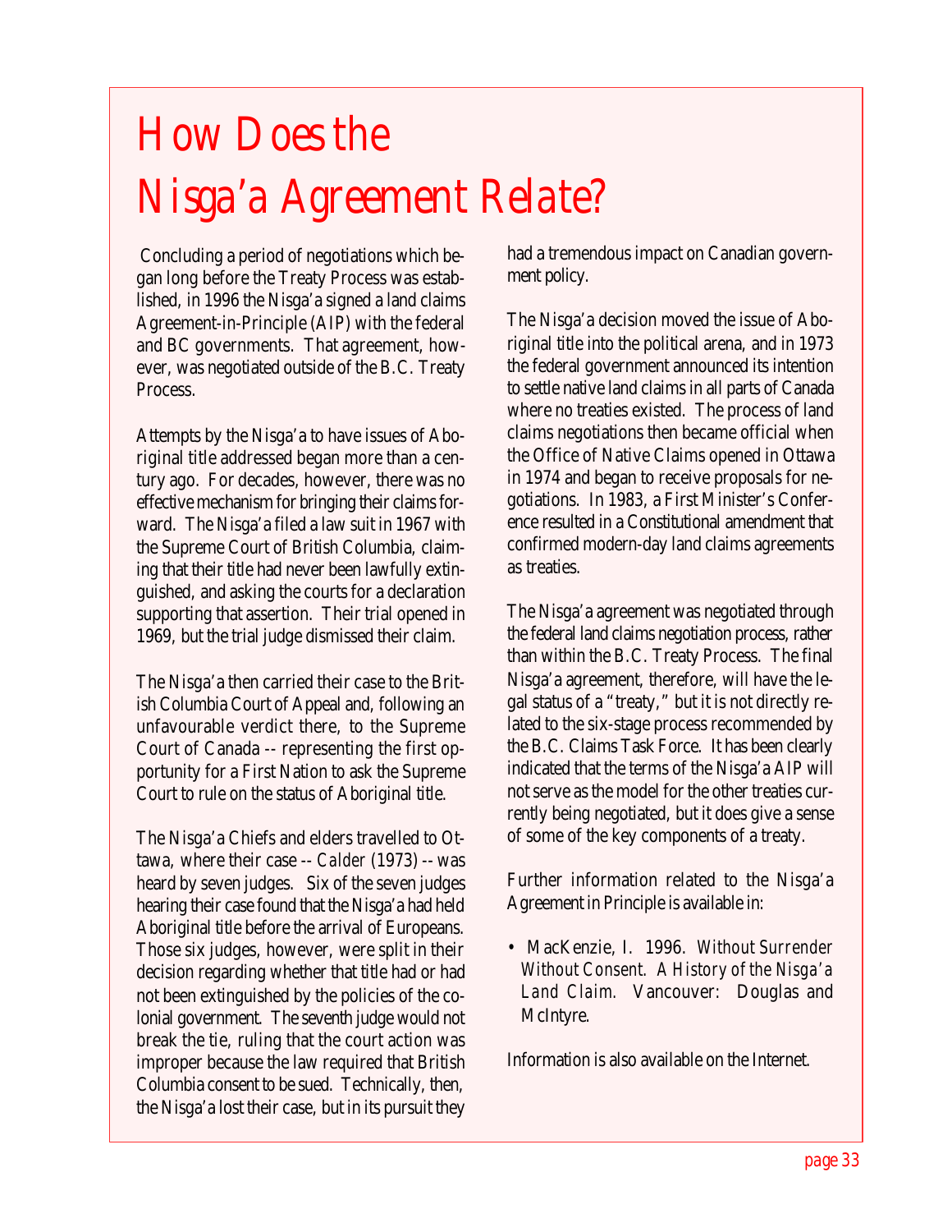# How Does the Nisga'a Agreement Relate?

Concluding a period of negotiations which began long before the Treaty Process was established, in 1996 the Nisga'a signed a land claims Agreement-in-Principle (AIP) with the federal and BC governments. That agreement, however, was negotiated outside of the B.C. Treaty Process.

Attempts by the Nisga'a to have issues of Aboriginal title addressed began more than a century ago. For decades, however, there was no effective mechanism for bringing their claims forward. The Nisga'a filed a law suit in 1967 with the Supreme Court of British Columbia, claiming that their title had never been lawfully extinguished, and asking the courts for a declaration supporting that assertion. Their trial opened in 1969, but the trial judge dismissed their claim.

The Nisga'a then carried their case to the British Columbia Court of Appeal and, following an unfavourable verdict there, to the Supreme Court of Canada -- representing the first opportunity for a First Nation to ask the Supreme Court to rule on the status of Aboriginal title.

The Nisga'a Chiefs and elders travelled to Ottawa, where their case -- *Calder* (1973) -- was heard by seven judges. Six of the seven judges hearing their case found that the Nisga'a had held Aboriginal title before the arrival of Europeans. Those six judges, however, were split in their decision regarding whether that title had or had not been extinguished by the policies of the colonial government. The seventh judge would not break the tie, ruling that the court action was improper because the law required that British Columbia consent to be sued. Technically, then, the Nisga'a lost their case, but in its pursuit they had a tremendous impact on Canadian government policy.

The Nisga'a decision moved the issue of Aboriginal title into the political arena, and in 1973 the federal government announced its intention to settle native land claims in all parts of Canada where no treaties existed. The process of land claims negotiations then became official when the Office of Native Claims opened in Ottawa in 1974 and began to receive proposals for negotiations. In 1983, a First Minister's Conference resulted in a Constitutional amendment that confirmed modern-day land claims agreements as treaties.

The Nisga'a agreement was negotiated through the federal land claims negotiation process, rather than within the B.C. Treaty Process. The final Nisga'a agreement, therefore, will have the legal status of a "treaty," but it is not directly related to the six-stage process recommended by the B.C. Claims Task Force. It has been clearly indicated that the terms of the Nisga'a AIP will not serve as the model for the other treaties currently being negotiated, but it does give a sense of some of the key components of a treaty.

Further information related to the Nisga'a Agreement in Principle is available in:

- MacKenzie, I. 1996. *Without Surrender Without Consent. A History of the Nisga'a Land Claim.* Vancouver: Douglas and McIntyre.

Information is also available on the Internet.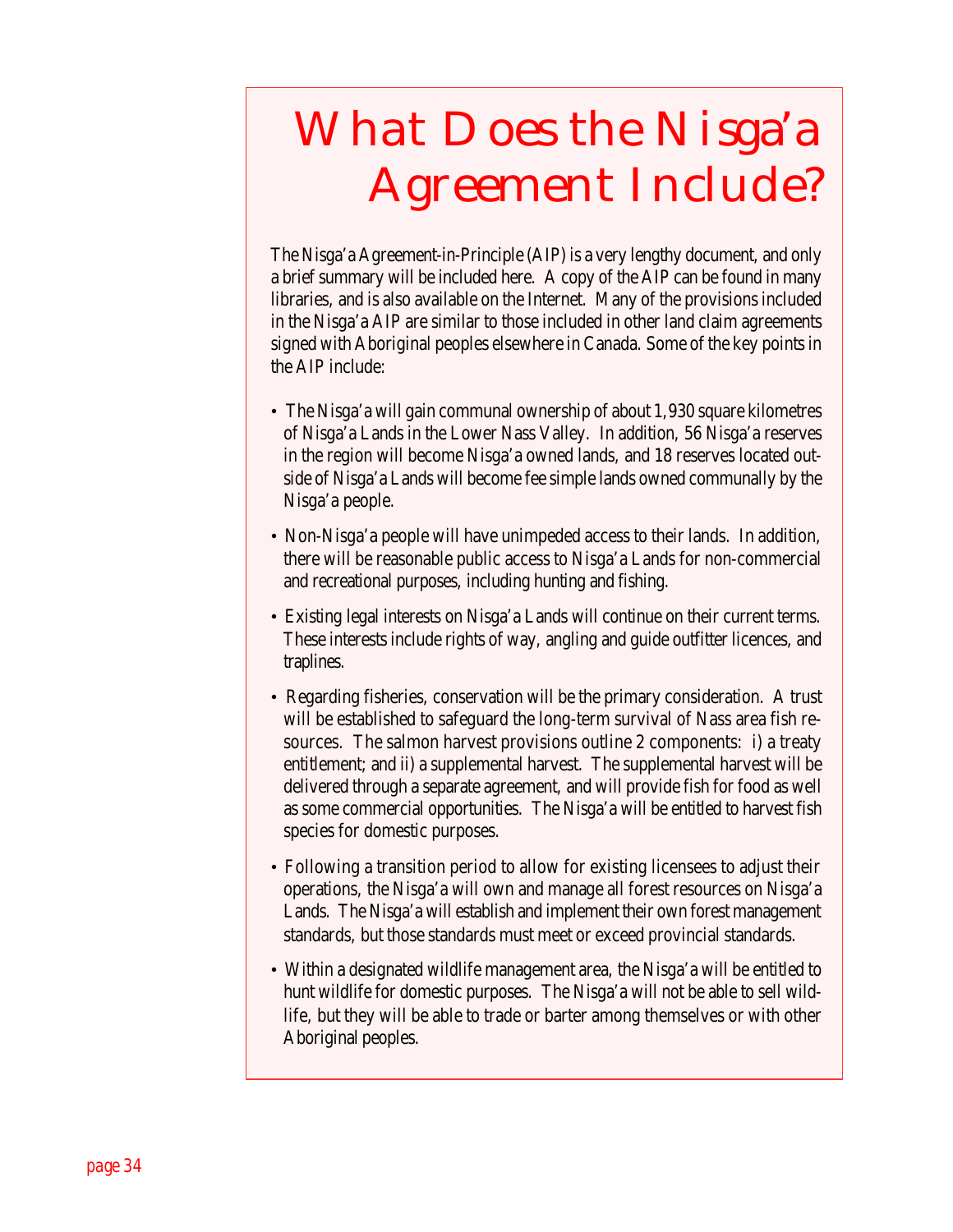# What Does the Nisga'a Agreement Include?

The Nisga'a Agreement-in-Principle (AIP) is a very lengthy document, and only a brief summary will be included here. A copy of the AIP can be found in many libraries, and is also available on the Internet. Many of the provisions included in the Nisga'a AIP are similar to those included in other land claim agreements signed with Aboriginal peoples elsewhere in Canada. Some of the key points in the AIP include:

- The Nisga'a will gain communal ownership of about 1,930 square kilometres of Nisga'a Lands in the Lower Nass Valley. In addition, 56 Nisga'a reserves in the region will become Nisga'a owned lands, and 18 reserves located outside of Nisga'a Lands will become fee simple lands owned communally by the Nisga'a people.
- Non-Nisga'a people will have unimpeded access to their lands. In addition, there will be reasonable public access to Nisga'a Lands for non-commercial and recreational purposes, including hunting and fishing.
- Existing legal interests on Nisga'a Lands will continue on their current terms. These interests include rights of way, angling and guide outfitter licences, and traplines.
- Regarding fisheries, conservation will be the primary consideration. A trust will be established to safeguard the long-term survival of Nass area fish resources. The salmon harvest provisions outline 2 components: i) a treaty entitlement; and ii) a supplemental harvest. The supplemental harvest will be delivered through a separate agreement, and will provide fish for food as well as some commercial opportunities. The Nisga'a will be entitled to harvest fish species for domestic purposes.
- Following a transition period to allow for existing licensees to adjust their operations, the Nisga'a will own and manage all forest resources on Nisga'a Lands. The Nisga'a will establish and implement their own forest management standards, but those standards must meet or exceed provincial standards.
- Within a designated wildlife management area, the Nisga'a will be entitled to hunt wildlife for domestic purposes. The Nisga'a will not be able to sell wildlife, but they will be able to trade or barter among themselves or with other Aboriginal peoples.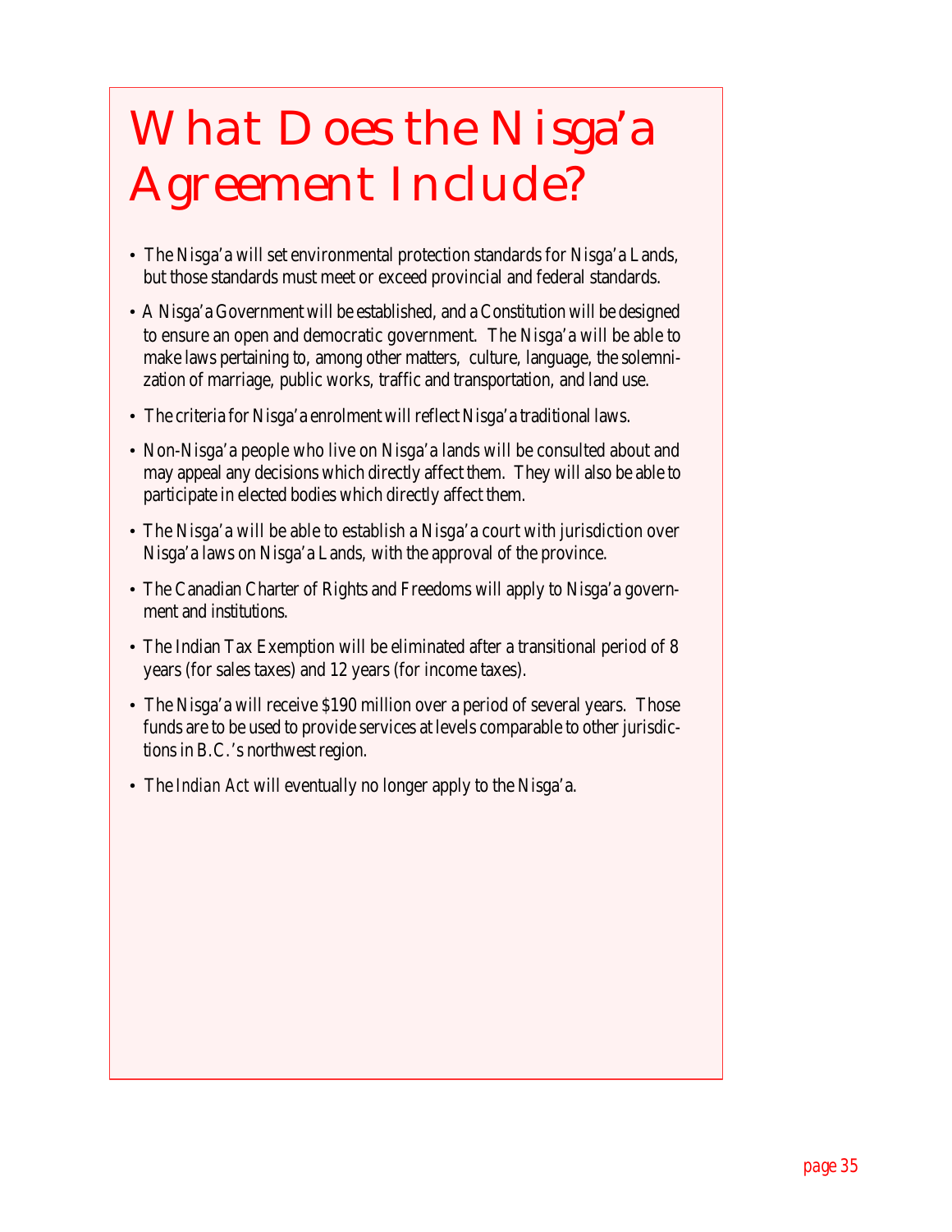# What Does the Nisga'a Agreement Include?

- The Nisga'a will set environmental protection standards for Nisga'a Lands, but those standards must meet or exceed provincial and federal standards.
- A Nisga'a Government will be established, and a Constitution will be designed to ensure an open and democratic government. The Nisga'a will be able to make laws pertaining to, among other matters, culture, language, the solemnization of marriage, public works, traffic and transportation, and land use.
- The criteria for Nisga'a enrolment will reflect Nisga'a traditional laws.
- Non-Nisga'a people who live on Nisga'a lands will be consulted about and may appeal any decisions which directly affect them. They will also be able to participate in elected bodies which directly affect them.
- The Nisga'a will be able to establish a Nisga'a court with jurisdiction over Nisga'a laws on Nisga'a Lands, with the approval of the province.
- The Canadian Charter of Rights and Freedoms will apply to Nisga'a government and institutions.
- The Indian Tax Exemption will be eliminated after a transitional period of 8 years (for sales taxes) and 12 years (for income taxes).
- The Nisga'a will receive $190 million over a period of several years. Those funds are to be used to provide services at levels comparable to other jurisdictions in B.C.'s northwest region.
- The *Indian Act* will eventually no longer apply to the Nisga'a.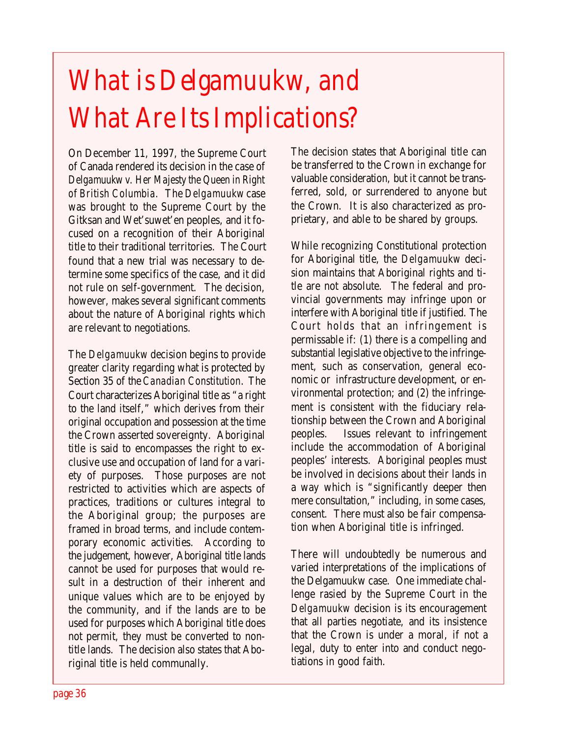# What is Delgamuukw, and What Are Its Implications?

On December 11, 1997, the Supreme Court of Canada rendered its decision in the case of *Delgamuukw v. Her Majesty the Queen in Right of British Columbia*. The *Delgamuukw* case was brought to the Supreme Court by the Gitksan and Wet'suwet'en peoples, and it focused on a recognition of their Aboriginal title to their traditional territories. The Court found that a new trial was necessary to determine some specifics of the case, and it did not rule on self-government. The decision, however, makes several significant comments about the nature of Aboriginal rights which are relevant to negotiations.

The *Delgamuukw* decision begins to provide greater clarity regarding what is protected by Section 35 of the *Canadian Constitution*. The Court characterizes Aboriginal title as "a right to the land itself," which derives from their original occupation and possession at the time the Crown asserted sovereignty. Aboriginal title is said to encompasses the right to exclusive use and occupation of land for a variety of purposes. Those purposes are not restricted to activities which are aspects of practices, traditions or cultures integral to the Aboriginal group; the purposes are framed in broad terms, and include contemporary economic activities. According to the judgement, however, Aboriginal title lands cannot be used for purposes that would result in a destruction of their inherent and unique values which are to be enjoyed by the community, and if the lands are to be used for purposes which Aboriginal title does not permit, they must be converted to non-title lands. The decision also states that Aboriginal title is held communally.

The decision states that Aboriginal title can be transferred to the Crown in exchange for valuable consideration, but it cannot be transferred, sold, or surrendered to anyone but the Crown. It is also characterized as proprietary, and able to be shared by groups.

While recognizing Constitutional protection for Aboriginal title, the *Delgamuukw* decision maintains that Aboriginal rights and title are not absolute. The federal and provincial governments may infringe upon or interfere with Aboriginal title if justified. The Court holds that an infringement is permissable if: (1) there is a compelling and substantial legislative objective to the infringement, such as conservation, general economic or infrastructure development, or environmental protection; and (2) the infringement is consistent with the fiduciary relationship between the Crown and Aboriginal peoples. Issues relevant to infringement include the accommodation of Aboriginal peoples' interests. Aboriginal peoples must be involved in decisions about their lands in a way which is "significantly deeper then mere consultation," including, in some cases, consent. There must also be fair compensation when Aboriginal title is infringed.

There will undoubtedly be numerous and varied interpretations of the implications of the Delgamuukw case. One immediate challenge rasied by the Supreme Court in the *Delgamuukw* decision is its encouragement that all parties negotiate, and its insistence that the Crown is under a moral, if not a legal, duty to enter into and conduct negotiations in good faith.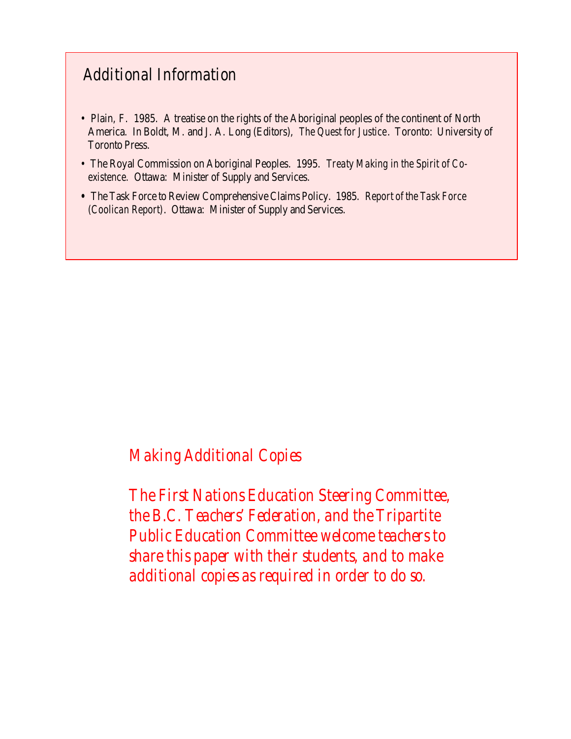## Additional Information

- Plain, F. 1985. A treatise on the rights of the Aboriginal peoples of the continent of North America. In Boldt, M. and J. A. Long (Editors), *The Quest for Justice*. Toronto: University of Toronto Press.
- The Royal Commission on Aboriginal Peoples. 1995. *Treaty Making in the Spirit of Co-existence*. Ottawa: Minister of Supply and Services.
- The Task Force to Review Comprehensive Claims Policy. 1985. *Report of the Task Force (Coolican Report).* Ottawa: Minister of Supply and Services.

## *Making Additional Copies*

*The First Nations Education Steering Committee, the B.C. Teachers' Federation, and the Tripartite Public Education Committee welcome teachers to share this paper with their students, and to make additional copies as required in order to do so.*